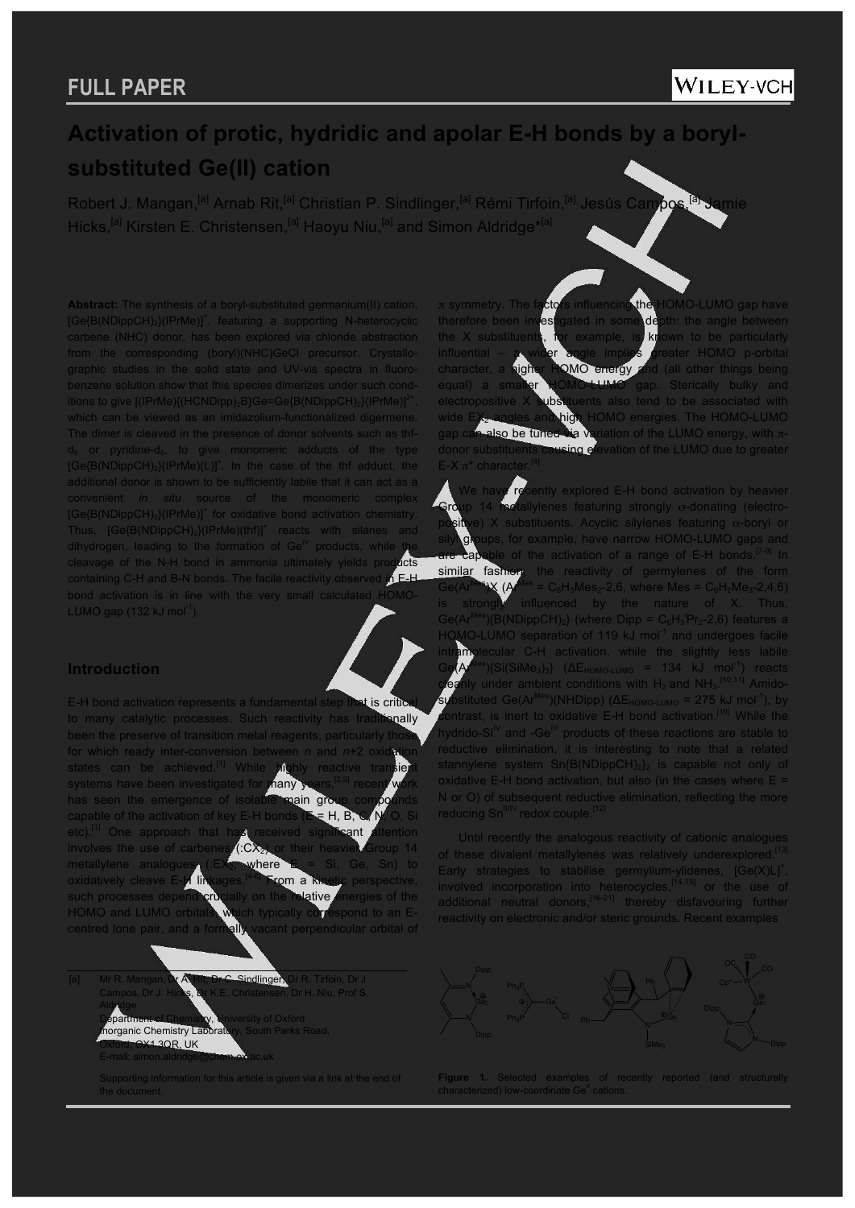FULL PAPER

# Activation of protic, hydridic and apolar E-H bonds by a boryl-substituted Ge(II) cation

Robert J. Mangan,[a] Arnab Rit,[a] Christian P. Sindlinger,[a] Rémi Tirfoin,[a] Jesús Campos,[a] Jamie Hicks,[a] Kirsten E. Christensen,[a] Haoyu Niu,[a] and Simon Aldridge*[a]

**Abstract:** The synthesis of a boryl-substituted germanium(II) cation, $[Ge\{B(NDippCH)_2\}(IPrMe)]^+$, featuring a supporting N-heterocyclic carbene (NHC) donor, has been explored via chloride abstraction from the corresponding (boryl)(NHC)GeCl precursor. Crystallographic studies in the solid state and UV-vis spectra in fluorobenzene solution show that this species dimerizes under such conditions to give $[(IPrMe)\{(HCNDipp)_2B\}Ge{=}Ge\{B(NDippCH)_2\}(IPrMe)]^{2+}$, which can be viewed as an imidazolium-functionalized digermene. The dimer is cleaved in the presence of donor solvents such as thf-$d_8$ or pyridine-$d_5$, to give monomeric adducts of the type $[Ge\{B(NDippCH)_2\}(IPrMe)(L)]^+$. In the case of the thf adduct, the additional donor is shown to be sufficiently labile that it can act as a convenient *in situ* source of the monomeric complex $[Ge\{B(NDippCH)_2\}(IPrMe)]^+$ for oxidative bond activation chemistry. Thus, $[Ge\{B(NDippCH)_2\}(IPrMe)(thf)]^+$ reacts with silanes and dihydrogen, leading to the formation of $Ge^{IV}$ products, while the cleavage of the N-H bond in ammonia ultimately yields products containing C-H and B-N bonds. The facile reactivity observed in E-H bond activation is in line with the very small calculated HOMO-LUMO gap (132 kJ mol$^{-1}$).

## Introduction

E-H bond activation represents a fundamental step that is critical to many catalytic processes. Such reactivity has traditionally been the preserve of transition metal reagents, particularly those for which ready inter-conversion between *n* and *n*+2 oxidation states can be achieved.[1] While highly reactive transient systems have been investigated for many years,[2,3] recent work has seen the emergence of isolable main group compounds capable of the activation of key E-H bonds (E = H, B, C, N, O, Si etc).[1] One approach that has received significant attention involves the use of carbenes (:$CX_2$) or their heavier Group 14 metallylene analogues (:$EX_2$, where E = Si, Ge, Sn) to oxidatively cleave E-H linkages.[4-6] From a kinetic perspective, such processes depend crucially on the relative energies of the HOMO and LUMO orbitals, which typically correspond to an E-centred lone pair, and a formally vacant perpendicular orbital of π symmetry. The factors influencing the HOMO-LUMO gap have therefore been investigated in some depth: the angle between the X substituents, for example, is known to be particularly influential – a wider angle implies greater HOMO p-orbital character, a higher HOMO energy and (all other things being equal) a smaller HOMO-LUMO gap. Sterically bulky and electropositive X substituents also tend to be associated with wide $EX_2$ angles and high HOMO energies. The HOMO-LUMO gap can also be tuned via variation of the LUMO energy, with π-donor substituents causing elevation of the LUMO due to greater E-X π* character.[4]

We have recently explored E-H bond activation by heavier Group 14 metallylenes featuring strongly σ-donating (electropositive) X substituents. Acyclic silylenes featuring α-boryl or silyl groups, for example, have narrow HOMO-LUMO gaps and are capable of the activation of a range of E-H bonds.[7-9] In similar fashion, the reactivity of germylenes of the form $Ge(Ar^{Mes})X$ ($Ar^{Mes} = C_6H_3Mes_2$-2,6, where Mes = $C_6H_2Me_3$-2,4,6) is strongly influenced by the nature of X. Thus, $Ge(Ar^{Mes})\{B(NDippCH)_2\}$ (where Dipp = $C_6H_3{}^iPr_2$-2,6) features a HOMO-LUMO separation of 119 kJ mol$^{-1}$ and undergoes facile intramolecular C-H activation, while the slightly less labile $Ge(Ar^{Mes})\{Si(SiMe_3)_3\}$ ($\Delta E_{HOMO-LUMO}$ = 134 kJ mol$^{-1}$) reacts cleanly under ambient conditions with $H_2$ and $NH_3$.[10,11] Amido-substituted $Ge(Ar^{Mes})(NHDipp)$ ($\Delta E_{HOMO-LUMO}$ = 275 kJ mol$^{-1}$), by contrast, is inert to oxidative E-H bond activation.[10] While the hydrido-$Si^{IV}$ and -$Ge^{IV}$ products of these reactions are stable to reductive elimination, it is interesting to note that a related stannylene system $Sn\{B(NDippCH)_2\}_2$ is capable not only of oxidative E-H bond activation, but also (in the cases where E = N or O) of subsequent reductive elimination, reflecting the more reducing $Sn^{II/IV}$ redox couple.[12]

Until recently the analogous reactivity of cationic analogues of these divalent metallylenes was relatively underexplored.[13] Early strategies to stabilise germylium-ylidenes, $[Ge(X)L]^+$, involved incorporation into heterocycles,[14,15] or the use of additional neutral donors,[16-21] thereby disfavouring further reactivity on electronic and/or steric grounds. Recent examples

**Figure 1.** Selected examples of recently reported (and structurally characterized) low-coordinate $Ge^{II}$ cations.

[a] Mr R. Mangan, Dr A. Rit, Dr C. Sindlinger, Dr R. Tirfoin, Dr J Campos, Dr J. Hicks, Dr K.E. Christensen, Dr H. Niu, Prof S. Aldridge
Department of Chemistry, University of Oxford
Inorganic Chemistry Laboratory, South Parks Road,
Oxford, OX1 3QR, UK
E-mail: simon.aldridge@chem.ox.ac.uk

Supporting information for this article is given via a link at the end of the document.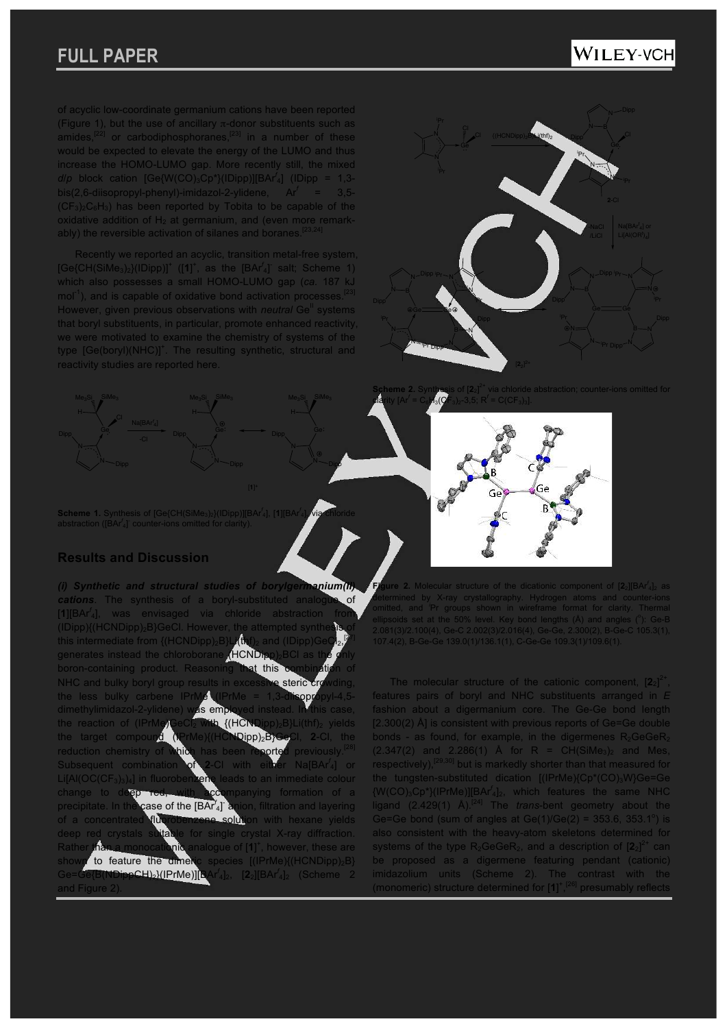of acyclic low-coordinate germanium cations have been reported (Figure 1), but the use of ancillary π-donor substituents such as amides,[22] or carbodiphosphoranes,[23] in a number of these would be expected to elevate the energy of the LUMO and thus increase the HOMO-LUMO gap. More recently still, the mixed *d/p* block cation [Ge{W(CO)$_3$Cp*}(IDipp)][BAr$^f_4$] (IDipp = 1,3-bis(2,6-diisopropyl-phenyl)-imidazol-2-ylidene, Ar$^f$ = 3,5-(CF$_3$)$_2$C$_6$H$_3$) has been reported by Tobita to be capable of the oxidative addition of $H_2$ at germanium, and (even more remarkably) the reversible activation of silanes and boranes.[23,24]

Recently we reported an acyclic, transition metal-free system, [Ge{CH(SiMe$_3$)$_2$}(IDipp)]$^+$ ([**1**]$^+$, as the [BAr$^f_4$]$^-$ salt; Scheme 1) which also possesses a small HOMO-LUMO gap (*ca.* 187 kJ mol$^{-1}$), and is capable of oxidative bond activation processes.[23] However, given previous observations with *neutral* Ge$^{II}$ systems that boryl substituents, in particular, promote enhanced reactivity, we were motivated to examine the chemistry of systems of the type [Ge(boryl)(NHC)]$^+$. The resulting synthetic, structural and reactivity studies are reported here.

**Scheme 1.** Synthesis of [Ge{CH(SiMe$_3$)$_2$}(IDipp)][BAr$^f_4$], [**1**][BAr$^f_4$], via chloride abstraction ([BAr$^f_4$]$^-$ counter-ions omitted for clarity).

## Results and Discussion

***(i) Synthetic and structural studies of borylgermanium(II) cations***. The synthesis of a boryl-substituted analogue of [**1**][BAr$^f_4$], was envisaged via chloride abstraction from (IDipp){(HCNDipp)$_2$B}GeCl. However, the attempted synthesis of this intermediate from {(HCNDipp)$_2$B}Li(thf)$_2$ and (IDipp)GeCl$_2$,[27] generates instead the chloroborane (HCNDipp)$_2$BCl as the only boron-containing product. Reasoning that this combination of NHC and bulky boryl group results in excessive steric crowding, the less bulky carbene IPrMe (IPrMe = 1,3-diisopropyl-4,5-dimethylimidazol-2-ylidene) was employed instead. In this case, the reaction of (IPrMe)GeCl$_2$ with {(HCNDipp)$_2$B}Li(thf)$_2$ yields the target compound (IPrMe){(HCNDipp)$_2$B}GeCl, **2**-Cl, the reduction chemistry of which has been reported previously.[28] Subsequent combination of **2**-Cl with either Na[BAr$^f_4$] or Li[Al(OC(CF$_3$)$_3$)$_4$] in fluorobenzene leads to an immediate colour change to deep red, with accompanying formation of a precipitate. In the case of the [BAr$^f_4$]$^-$ anion, filtration and layering of a concentrated fluorobenzene solution with hexane yields deep red crystals suitable for single crystal X-ray diffraction. Rather than a monocationic analogue of [**1**]$^+$, however, these are shown to feature the dimeric species [(IPrMe){(HCNDipp)$_2$B}Ge=Ge{B(NDippCH)$_2$}(IPrMe)][BAr$^f_4$]$_2$, [**2**$_2$][BAr$^f_4$]$_2$ (Scheme 2 and Figure 2).

**Scheme 2.** Synthesis of [**2**$_2$]$^{2+}$ via chloride abstraction; counter-ions omitted for clarity [Ar$^f$ = C$_6$H$_3$(CF$_3$)$_2$-3,5; R$^f$ = C(CF$_3$)$_3$].

**Figure 2.** Molecular structure of the dicationic component of [**2**$_2$][BAr$^f_4$]$_2$ as determined by X-ray crystallography. Hydrogen atoms and counter-ions omitted, and $^i$Pr groups shown in wireframe format for clarity. Thermal ellipsoids set at the 50% level. Key bond lengths (Å) and angles (°): Ge-B 2.081(3)/2.100(4), Ge-C 2.002(3)/2.016(4), Ge-Ge, 2.300(2), B-Ge-C 105.3(1), 107.4(2), B-Ge-Ge 139.0(1)/136.1(1), C-Ge-Ge 109.3(1)/109.6(1).

The molecular structure of the cationic component, [**2**$_2$]$^{2+}$, features pairs of boryl and NHC substituents arranged in *E* fashion about a digermanium core. The Ge-Ge bond length [2.300(2) Å] is consistent with previous reports of Ge=Ge double bonds - as found, for example, in the digermenes R$_2$GeGeR$_2$ (2.347(2) and 2.286(1) Å for R = CH(SiMe$_3$)$_2$ and Mes, respectively),[29,30] but is markedly shorter than that measured for the tungsten-substituted dication [(IPrMe){Cp*(CO)$_3$W}Ge=Ge{W(CO)$_3$Cp*}(IPrMe)][BAr$^f_4$]$_2$, which features the same NHC ligand (2.429(1) Å).[24] The *trans*-bent geometry about the Ge=Ge bond (sum of angles at Ge(1)/Ge(2) = 353.6, 353.1°) is also consistent with the heavy-atom skeletons determined for systems of the type R$_2$GeGeR$_2$, and a description of [**2**$_2$]$^{2+}$ can be proposed as a digermene featuring pendant (cationic) imidazolium units (Scheme 2). The contrast with the (monomeric) structure determined for [**1**]$^+$,[26] presumably reflects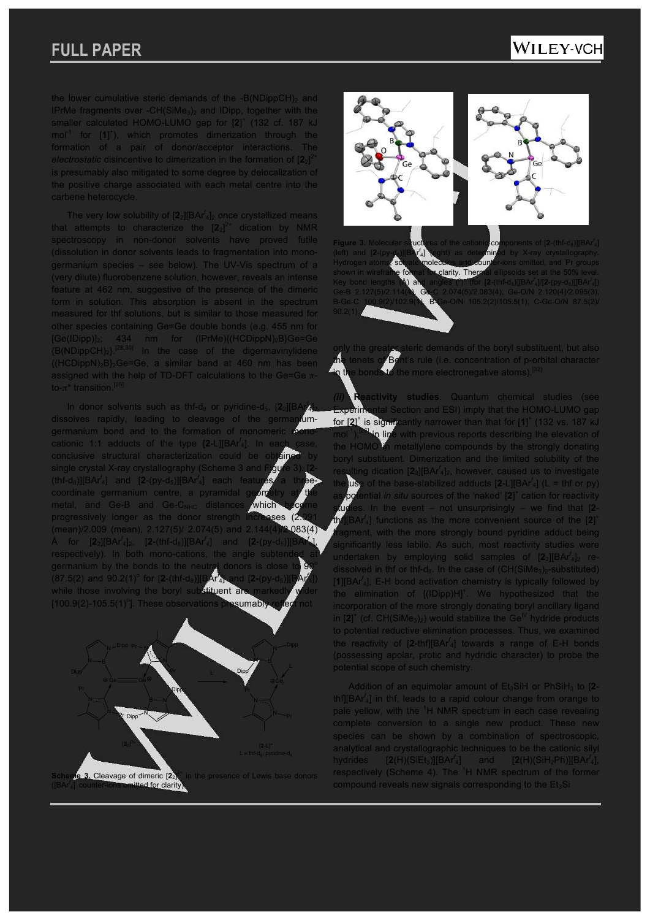the lower cumulative steric demands of the -B(NDippCH)$_2$ and IPrMe fragments over -CH(SiMe$_3$)$_2$ and IDipp, together with the smaller calculated HOMO-LUMO gap for [**2**]$^+$ (132 cf. 187 kJ mol$^{-1}$ for [**1**]$^+$), which promotes dimerization through the formation of a pair of donor/acceptor interactions. The *electrostatic* disincentive to dimerization in the formation of [**2**$_2$]$^{2+}$ is presumably also mitigated to some degree by delocalization of the positive charge associated with each metal centre into the carbene heterocycle.

The very low solubility of [**2**$_2$][BAr$^f_4$]$_2$ once crystallized means that attempts to characterize the [**2**$_2$]$^{2+}$ dication by NMR spectroscopy in non-donor solvents have proved futile (dissolution in donor solvents leads to fragmentation into mono-germanium species – see below). The UV-Vis spectrum of a (very dilute) fluorobenzene solution, however, reveals an intense feature at 462 nm, suggestive of the presence of the dimeric form in solution. This absorption is absent in the spectrum measured for thf solutions, but is similar to those measured for other species containing Ge=Ge double bonds (e.g. 455 nm for [Ge(IDipp)]$_2$; 434 nm for (IPrMe){(HCDippN)$_2$B}Ge=Ge{B(NDippCH)$_2$}.[28,30] In the case of the digermavinylidene {(HCDippN)$_2$B}$_2$Ge=Ge, a similar band at 460 nm has been assigned with the help of TD-DFT calculations to the Ge=Ge π-to-π* transition.[25]

In donor solvents such as thf-d$_8$ or pyridine-d$_5$, [**2**$_2$][BAr$^f_4$]$_2$ dissolves rapidly, leading to cleavage of the germanium-germanium bond and to the formation of monomeric mono-cationic 1:1 adducts of the type [**2**-L][BAr$^f_4$]. In each case, conclusive structural characterization could be obtained by single crystal X-ray crystallography (Scheme 3 and Figure 3). [**2**-(thf-d$_8$)][BAr$^f_4$] and [**2**-(py-d$_5$)][BAr$^f_4$] each features a three-coordinate germanium centre, a pyramidal geometry at the metal, and Ge-B and Ge-C$_{NHC}$ distances which become progressively longer as the donor strength increases (2.091 (mean)/2.009 (mean), 2.127(5)/ 2.074(5) and 2.144(4)/2.083(4) Å for [**2**$_2$][BAr$^f_4$]$_2$, [**2**-(thf-d$_8$)][BAr$^f_4$] and [**2**-(py-d$_5$)][BAr$^f_4$], respectively). In both mono-cations, the angle subtended at germanium by the bonds to the neutral donors is close to 90° (87.5(2) and 90.2(1)° for [**2**-(thf-d$_8$)][BAr$^f_4$] and [**2**-(py-d$_5$)][BAr$^f_4$]) while those involving the boryl substituent are markedly wider [100.9(2)-105.5(1)°]. These observations presumably reflect not only the greater steric demands of the boryl substituent, but also the tenets of Bent's rule (i.e. concentration of p-orbital character in the bonds to the more electronegative atoms).[32]

**Scheme 3.** Cleavage of dimeric [**2**$_2$]$^{2+}$ in the presence of Lewis base donors ([BAr$^f_4$]$^-$ counter-ions omitted for clarity).

**Figure 3.** Molecular structures of the cationic components of [**2**-(thf-d$_8$)][BAr$^f_4$] (left) and [**2**-(py-d$_5$)][BAr$^f_4$] (right) as determined by X-ray crystallography. Hydrogen atoms, solvate molecules and counter-ions omitted, and $^i$Pr groups shown in wireframe format for clarity. Thermal ellipsoids set at the 50% level. Key bond lengths (Å) and angles (°): (for [**2**-(thf-d$_8$)][BAr$^f_4$]/[**2**-(py-d$_5$)][BAr$^f_4$]) Ge-B 2.127(5)/2.114(4), Ge-C 2.074(5)/2.083(4), Ge-O/N 2.120(4)/2.095(3), B-Ge-C 100.9(2)/102.9(1), B-Ge-O/N 105.2(2)/105.5(1), C-Ge-O/N 87.5(2)/ 90.2(1).

***(ii) Reactivity studies***. Quantum chemical studies (see Experimental Section and ESI) imply that the HOMO-LUMO gap for [**2**]$^+$ is significantly narrower than that for [**1**]$^+$ (132 vs. 187 kJ mol$^{-1}$),[28] in line with previous reports describing the elevation of the HOMO in metallylene compounds by the strongly donating boryl substituent. Dimerization and the limited solubility of the resulting dication [**2**$_2$][BAr$^f_4$]$_2$, however, caused us to investigate the use of the base-stabilized adducts [**2**-L][BAr$^f_4$] (L = thf or py) as potential *in situ* sources of the 'naked' [**2**]$^+$ cation for reactivity studies. In the event – not unsurprisingly – we find that [**2**-thf][BAr$^f_4$] functions as the more convenient source of the [**2**]$^+$ fragment, with the more strongly bound pyridine adduct being significantly less labile. As such, most reactivity studies were undertaken by employing solid samples of [**2**$_2$][BAr$^f_4$]$_2$ re-dissolved in thf or thf-d$_8$. In the case of (CH(SiMe$_3$)$_2$-substituted) [**1**][BAr$^f_4$], E-H bond activation chemistry is typically followed by the elimination of [(IDipp)H]$^+$. We hypothesized that the incorporation of the more strongly donating boryl ancillary ligand in [**2**]$^+$ (cf. CH(SiMe$_3$)$_2$) would stabilize the Ge$^{IV}$ hydride products to potential reductive elimination processes. Thus, we examined the reactivity of [**2**-thf][BAr$^f_4$] towards a range of E-H bonds (possessing apolar, protic and hydridic character) to probe the potential scope of such chemistry.

Addition of an equimolar amount of Et$_3$SiH or PhSiH$_3$ to [**2**-thf][BAr$^f_4$] in thf, leads to a rapid colour change from orange to pale yellow, with the $^1$H NMR spectrum in each case revealing complete conversion to a single new product. These new species can be shown by a combination of spectroscopic, analytical and crystallographic techniques to be the cationic silyl hydrides [**2**(H)(SiEt$_3$)][BAr$^f_4$] and [**2**(H)(SiH$_2$Ph)][BAr$^f_4$], respectively (Scheme 4). The $^1$H NMR spectrum of the former compound reveals new signals corresponding to the Et$_3$Si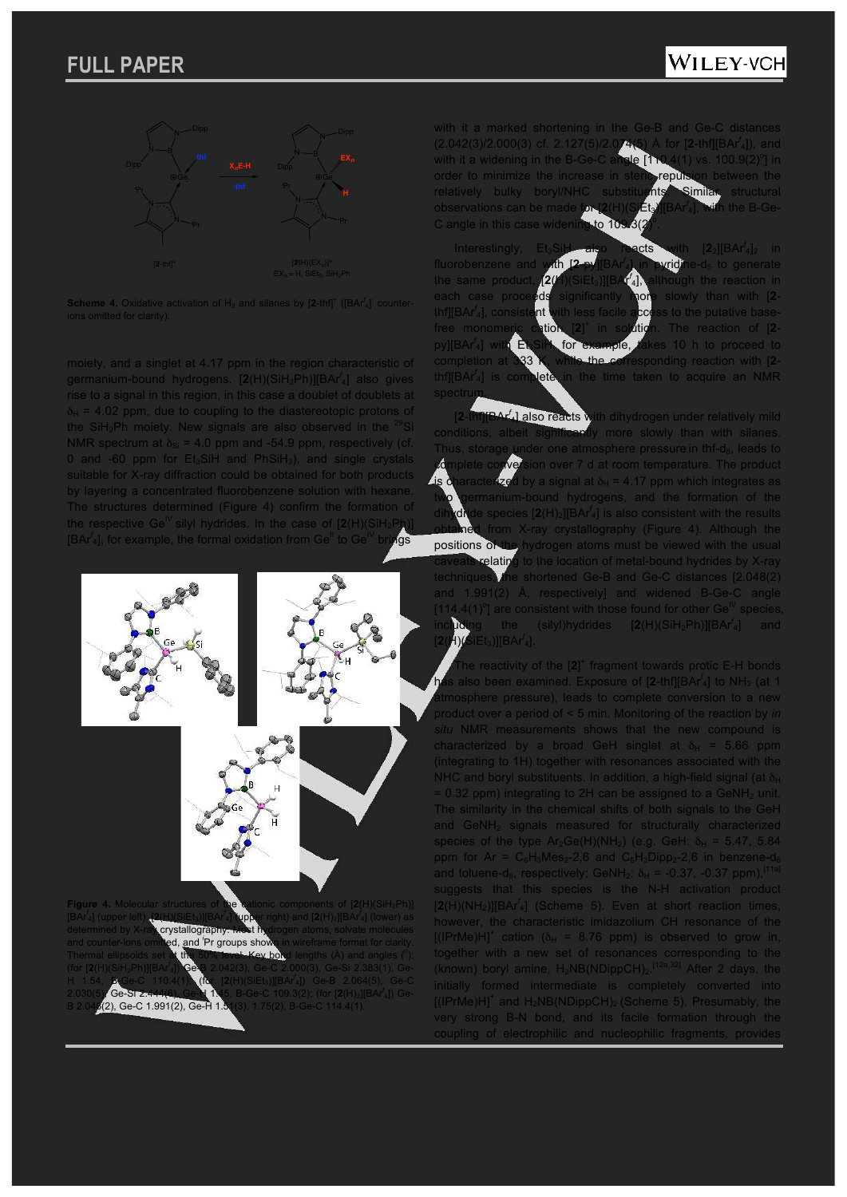**Scheme 4.** Oxidative activation of $H_2$ and silanes by [**2**-thf]$^+$ ([BAr$^f_4$]$^-$ counter-ions omitted for clarity).

moiety, and a singlet at 4.17 ppm in the region characteristic of germanium-bound hydrogens. [**2**(H)(SiH$_2$Ph)][BAr$^f_4$] also gives rise to a signal in this region, in this case a doublet of doublets at $\delta_H$ = 4.02 ppm, due to coupling to the diastereotopic protons of the SiH$_2$Ph moiety. New signals are also observed in the $^{29}$Si NMR spectrum at $\delta_{Si}$ = 4.0 ppm and -54.9 ppm, respectively (cf. 0 and -60 ppm for Et$_3$SiH and PhSiH$_3$), and single crystals suitable for X-ray diffraction could be obtained for both products by layering a concentrated fluorobenzene solution with hexane. The structures determined (Figure 4) confirm the formation of the respective Ge$^{IV}$ silyl hydrides. In the case of [**2**(H)(SiH$_2$Ph)][BAr$^f_4$], for example, the formal oxidation from Ge$^{II}$ to Ge$^{IV}$ brings

**Figure 4.** Molecular structures of the cationic components of [**2**(H)(SiH$_2$Ph)][BAr$^f_4$] (upper left), [**2**(H)(SiEt$_3$)][BAr$^f_4$] (upper right) and [**2**(H)$_2$][BAr$^f_4$] (lower) as determined by X-ray crystallography. Most hydrogen atoms, solvate molecules and counter-ions omitted, and $^i$Pr groups shown in wireframe format for clarity. Thermal ellipsoids set at the 50% level. Key bond lengths (Å) and angles (°): (for [**2**(H)(SiH$_2$Ph)][BAr$^f_4$]) Ge-B 2.042(3), Ge-C 2.000(3), Ge-Si 2.383(1), Ge-H 1.54, B-Ge-C 110.4(1); (for [**2**(H)(SiEt$_3$)][BAr$^f_4$]) Ge-B 2.064(5), Ge-C 2.030(5), Ge-Si 2.444(6), Ge-H 1.45, B-Ge-C 109.3(2); (for [**2**(H)$_2$][BAr$^f_4$]) Ge-B 2.048(2), Ge-C 1.991(2), Ge-H 1.51(3), 1.75(2), B-Ge-C 114.4(1).

with it a marked shortening in the Ge-B and Ge-C distances (2.042(3)/2.000(3) cf. 2.127(5)/2.074(5) Å for [**2**-thf][BAr$^f_4$]), and with it a widening in the B-Ge-C angle [110.4(1) vs. 100.9(2)°] in order to minimize the increase in steric repulsion between the relatively bulky boryl/NHC substituents. Similar structural observations can be made for [**2**(H)(SiEt$_3$)][BAr$^f_4$], with the B-Ge-C angle in this case widening to 109.3(2)°.

Interestingly, Et$_3$SiH also reacts with [**2**$_2$][BAr$^f_4$]$_2$ in fluorobenzene and with [**2**-py][BAr$^f_4$] in pyridine-d$_5$ to generate the same product, [**2**(H)(SiEt$_3$)][BAr$^f_4$], although the reaction in each case proceeds significantly more slowly than with [**2**-thf][BAr$^f_4$], consistent with less facile access to the putative base-free monomeric cation [**2**]$^+$ in solution. The reaction of [**2**-py][BAr$^f_4$] with Et$_3$SiH, for example, takes 10 h to proceed to completion at 333 K, while the corresponding reaction with [**2**-thf][BAr$^f_4$] is complete in the time taken to acquire an NMR spectrum.

[**2**-thf][BAr$^f_4$] also reacts with dihydrogen under relatively mild conditions, albeit significantly more slowly than with silanes. Thus, storage under one atmosphere pressure in thf-d$_8$, leads to complete conversion over 7 d at room temperature. The product is characterized by a signal at $\delta_H$ = 4.17 ppm which integrates as two germanium-bound hydrogens, and the formation of the dihydride species [**2**(H)$_2$][BAr$^f_4$] is also consistent with the results obtained from X-ray crystallography (Figure 4). Although the positions of the hydrogen atoms must be viewed with the usual caveats relating to the location of metal-bound hydrides by X-ray techniques, the shortened Ge-B and Ge-C distances [2.048(2) and 1.991(2) Å, respectively] and widened B-Ge-C angle [114.4(1)°] are consistent with those found for other Ge$^{IV}$ species, including the (silyl)hydrides [**2**(H)(SiH$_2$Ph)][BAr$^f_4$] and [**2**(H)(SiEt$_3$)][BAr$^f_4$].

The reactivity of the [**2**]$^+$ fragment towards protic E-H bonds has also been examined. Exposure of [**2**-thf][BAr$^f_4$] to NH$_3$ (at 1 atmosphere pressure), leads to complete conversion to a new product over a period of < 5 min. Monitoring of the reaction by *in situ* NMR measurements shows that the new compound is characterized by a broad GeH singlet at $\delta_H$ = 5.66 ppm (integrating to 1H) together with resonances associated with the NHC and boryl substituents. In addition, a high-field signal (at $\delta_H$ = 0.32 ppm) integrating to 2H can be assigned to a GeNH$_2$ unit. The similarity in the chemical shifts of both signals to the GeH and GeNH$_2$ signals measured for structurally characterized species of the type Ar$_2$Ge(H)(NH$_2$) (e.g. GeH: $\delta_H$ = 5.47, 5.84 ppm for Ar = C$_6$H$_3$Mes$_2$-2,6 and C$_6$H$_3$Dipp$_2$-2,6 in benzene-d$_6$ and toluene-d$_8$, respectively; GeNH$_2$: $\delta_H$ = -0.37, -0.37 ppm),[11a] suggests that this species is the N-H activation product [**2**(H)(NH$_2$)][BAr$^f_4$] (Scheme 5). Even at short reaction times, however, the characteristic imidazolium CH resonance of the [(IPrMe)H]$^+$ cation ($\delta_H$ = 8.76 ppm) is observed to grow in, together with a new set of resonances corresponding to the (known) boryl amine, H$_2$NB(NDippCH)$_2$.[12a,32] After 2 days, the initially formed intermediate is completely converted into [(IPrMe)H]$^+$ and H$_2$NB(NDippCH)$_2$ (Scheme 5). Presumably, the very strong B-N bond, and its facile formation through the coupling of electrophilic and nucleophilic fragments, provides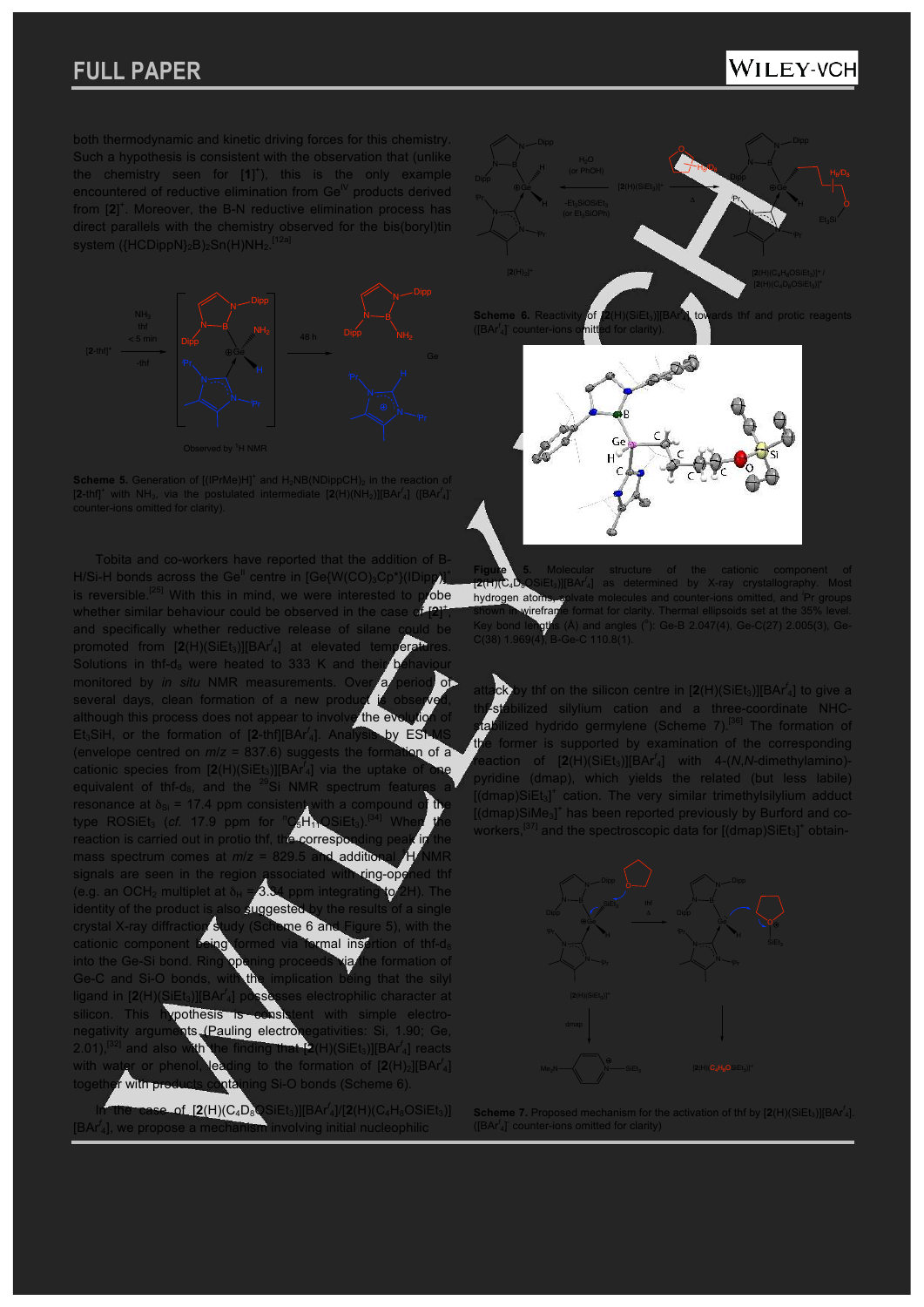both thermodynamic and kinetic driving forces for this chemistry. Such a hypothesis is consistent with the observation that (unlike the chemistry seen for $[\mathbf{1}]^+$), this is the only example encountered of reductive elimination from $Ge^{IV}$ products derived from $[\mathbf{2}]^+$. Moreover, the B-N reductive elimination process has direct parallels with the chemistry observed for the bis(boryl)tin system ({HCDippN}$_2$B)$_2$Sn(H)NH$_2$.[12a]

**Scheme 5.** Generation of [(IPrMe)H]$^+$ and $H_2$NB(NDippCH)$_2$ in the reaction of [**2**-thf]$^+$ with $NH_3$, via the postulated intermediate [**2**(H)(NH$_2$)][BAr$^f_4$] ([BAr$^f_4$]$^-$ counter-ions omitted for clarity).

Tobita and co-workers have reported that the addition of B-H/Si-H bonds across the $Ge^{II}$ centre in [Ge{W(CO)$_3$Cp*}(IDipp)]$^+$ is reversible.[25] With this in mind, we were interested to probe whether similar behaviour could be observed in the case of $[\mathbf{2}]^+$, and specifically whether reductive release of silane could be promoted from [**2**(H)(SiEt$_3$)][BAr$^f_4$] at elevated temperatures. Solutions in thf-d$_8$ were heated to 333 K and their behaviour monitored by *in situ* NMR measurements. Over a period of several days, clean formation of a new product is observed, although this process does not appear to involve the evolution of $Et_3$SiH, or the formation of [**2**-thf][BAr$^f_4$]. Analysis by ESI-MS (envelope centred on $m/z$ = 837.6) suggests the formation of a cationic species from [**2**(H)(SiEt$_3$)][BAr$^f_4$] via the uptake of one equivalent of thf-d$_8$, and the $^{29}$Si NMR spectrum features a resonance at $\delta_{Si}$ = 17.4 ppm consistent with a compound of the type ROSiEt$_3$ (*cf.* 17.9 ppm for $^nC_5H_{11}$OSiEt$_3$).[34] When the reaction is carried out in protio thf, the corresponding peak in the mass spectrum comes at $m/z$ = 829.5 and additional $^1$H NMR signals are seen in the region associated with ring-opened thf (e.g. an OCH$_2$ multiplet at $\delta_H$ = 3.34 ppm integrating to 2H). The identity of the product is also suggested by the results of a single crystal X-ray diffraction study (Scheme 6 and Figure 5), with the cationic component being formed via formal insertion of thf-d$_8$ into the Ge-Si bond. Ring opening proceeds via the formation of Ge-C and Si-O bonds, with the implication being that the silyl ligand in [**2**(H)(SiEt$_3$)][BAr$^f_4$] possesses electrophilic character at silicon. This hypothesis is consistent with simple electronegativity arguments (Pauling electronegativities: Si, 1.90; Ge, 2.01),[32] and also with the finding that [**2**(H)(SiEt$_3$)][BAr$^f_4$] reacts with water or phenol, leading to the formation of [**2**(H)$_2$][BAr$^f_4$] together with products containing Si-O bonds (Scheme 6).

In the case of [**2**(H)(C$_4$D$_8$OSiEt$_3$)][BAr$^f_4$]/[**2**(H)(C$_4$H$_8$OSiEt$_3$)][BAr$^f_4$], we propose a mechanism involving initial nucleophilic

**Scheme 6.** Reactivity of [**2**(H)(SiEt$_3$)][BAr$^f_4$] towards thf and protic reagents ([BAr$^f_4$]$^-$ counter-ions omitted for clarity).

**Figure 5.** Molecular structure of the cationic component of [**2**(H)(C$_4$D$_8$OSiEt$_3$)][BAr$^f_4$] as determined by X-ray crystallography. Most hydrogen atoms, solvate molecules and counter-ions omitted, and $^i$Pr groups shown in wireframe format for clarity. Thermal ellipsoids set at the 35% level. Key bond lengths (Å) and angles (°): Ge-B 2.047(4), Ge-C(27) 2.005(3), Ge-C(38) 1.969(4), B-Ge-C 110.8(1).

attack by thf on the silicon centre in [**2**(H)(SiEt$_3$)][BAr$^f_4$] to give a thf-stabilized silylium cation and a three-coordinate NHC-stabilized hydrido germylene (Scheme 7).[36] The formation of the former is supported by examination of the corresponding reaction of [**2**(H)(SiEt$_3$)][BAr$^f_4$] with 4-(*N,N*-dimethylamino)-pyridine (dmap), which yields the related (but less labile) [(dmap)SiEt$_3$]$^+$ cation. The very similar trimethylsilylium adduct [(dmap)SiMe$_3$]$^+$ has been reported previously by Burford and co-workers,[37] and the spectroscopic data for [(dmap)SiEt$_3$]$^+$ obtain-

**Scheme 7.** Proposed mechanism for the activation of thf by [**2**(H)(SiEt$_3$)][BAr$^f_4$]. ([BAr$^f_4$]$^-$ counter-ions omitted for clarity)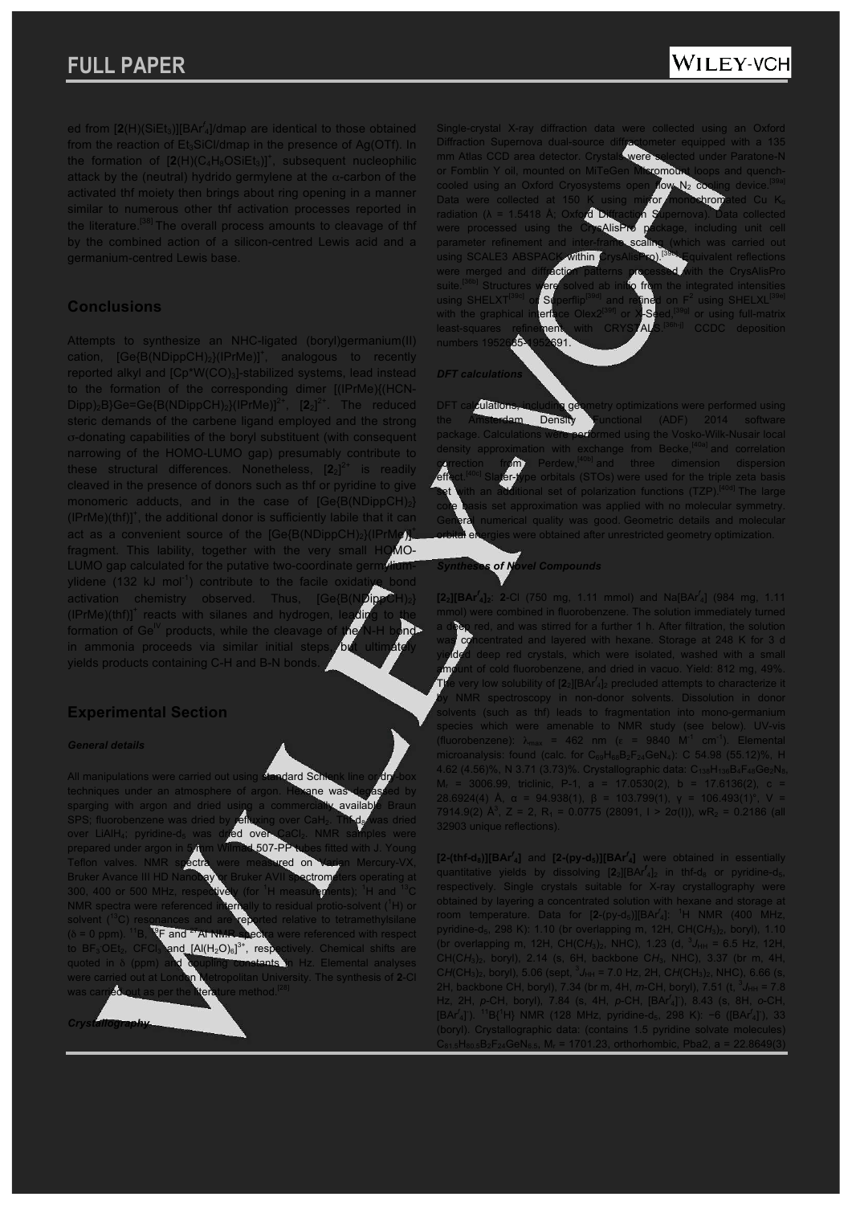ed from [**2**(H)(SiEt$_3$)][BAr$^f_4$]/dmap are identical to those obtained from the reaction of Et$_3$SiCl/dmap in the presence of Ag(OTf). In the formation of [**2**(H)(C$_4$H$_8$OSiEt$_3$)]$^+$, subsequent nucleophilic attack by the (neutral) hydrido germylene at the α-carbon of the activated thf moiety then brings about ring opening in a manner similar to numerous other thf activation processes reported in the literature.[38] The overall process amounts to cleavage of thf by the combined action of a silicon-centred Lewis acid and a germanium-centred Lewis base.

## Conclusions

Attempts to synthesize an NHC-ligated (boryl)germanium(II) cation, [Ge{B(NDippCH)$_2$}(IPrMe)]$^+$, analogous to recently reported alkyl and [Cp*W(CO)$_3$]-stabilized systems, lead instead to the formation of the corresponding dimer [(IPrMe)((HCN-Dipp)$_2$B)Ge=Ge{B(NDippCH)$_2$}(IPrMe)]$^{2+}$, [**2**$_2$]$^{2+}$. The reduced steric demands of the carbene ligand employed and the strong σ-donating capabilities of the boryl substituent (with consequent narrowing of the HOMO-LUMO gap) presumably contribute to these structural differences. Nonetheless, [**2**$_2$]$^{2+}$ is readily cleaved in the presence of donors such as thf or pyridine to give monomeric adducts, and in the case of [Ge{B(NDippCH)$_2$}(IPrMe)(thf)]$^+$, the additional donor is sufficiently labile that it can act as a convenient source of the [Ge{B(NDippCH)$_2$}(IPrMe)]$^+$ fragment. This lability, together with the very small HOMO-LUMO gap calculated for the putative two-coordinate germyliumylidene (132 kJ mol$^{-1}$) contribute to the facile oxidative bond activation chemistry observed. Thus, [Ge{B(NDippCH)$_2$}(IPrMe)(thf)]$^+$ reacts with silanes and hydrogen, leading to the formation of Ge$^{IV}$ products, while the cleavage of the N-H bond in ammonia proceeds via similar initial steps, but ultimately yields products containing C-H and B-N bonds.

## Experimental Section

### *General details*

All manipulations were carried out using standard Schlenk line or dry-box techniques under an atmosphere of argon. Hexane was degassed by sparging with argon and dried using a commercially available Braun SPS; fluorobenzene was dried by refluxing over CaH$_2$. Thf-d$_8$ was dried over LiAlH$_4$; pyridine-d$_5$ was dried over CaCl$_2$. NMR samples were prepared under argon in 5 mm Wilmad 507-PP tubes fitted with J. Young Teflon valves. NMR spectra were measured on Varian Mercury-VX, Bruker Avance III HD Nanobay or Bruker AVII spectrometers operating at 300, 400 or 500 MHz, respectively (for $^1$H measurements); $^1$H and $^{13}$C NMR spectra were referenced internally to residual protio-solvent ($^1$H) or solvent ($^{13}$C) resonances and are reported relative to tetramethylsilane (δ = 0 ppm). $^{11}$B, $^{19}$F and $^{27}$Al NMR spectra were referenced with respect to BF$_3$·OEt$_2$, CFCl$_3$ and [Al(H$_2$O)$_6$]$^{3+}$, respectively. Chemical shifts are quoted in δ (ppm) and coupling constants in Hz. Elemental analyses were carried out at London Metropolitan University. The synthesis of **2**-Cl was carried out as per the literature method.[28]

### *Crystallography*

Single-crystal X-ray diffraction data were collected using an Oxford Diffraction Supernova dual-source diffractometer equipped with a 135 mm Atlas CCD area detector. Crystals were selected under Paratone-N or Fomblin Y oil, mounted on MiTeGen Micromount loops and quench-cooled using an Oxford Cryosystems open flow N$_2$ cooling device.[39a] Data were collected at 150 K using mirror monochromated Cu K$_α$ radiation (λ = 1.5418 Å; Oxford Diffraction Supernova). Data collected were processed using the CrysAlisPro package, including unit cell parameter refinement and inter-frame scaling (which was carried out using SCALE3 ABSPACK within CrysAlisPro).[39b] Equivalent reflections were merged and diffraction patterns processed with the CrysAlisPro suite.[39b] Structures were solved ab initio from the integrated intensities using SHELXT[39c] or Superflip[39d] and refined on F$^2$ using SHELXL[39e] with the graphical interface Olex2[39f] or X-Seed,[39g] or using full-matrix least-squares refinement with CRYSTALS.[39h-j] CCDC deposition numbers 1952685-1952691.

### *DFT calculations*

DFT calculations, including geometry optimizations were performed using the Amsterdam Density Functional (ADF) 2014 software package. Calculations were performed using the Vosko-Wilk-Nusair local density approximation with exchange from Becke,[40a] and correlation correction from Perdew,[40b] and three dimension dispersion effect.[40c] Slater-type orbitals (STOs) were used for the triple zeta basis set with an additional set of polarization functions (TZP).[40d] The large core basis set approximation was applied with no molecular symmetry. General numerical quality was good. Geometric details and molecular orbital energies were obtained after unrestricted geometry optimization.

### *Syntheses of Novel Compounds*

**[2$_2$][BAr$^f_4$]$_2$**: **2**-Cl (750 mg, 1.11 mmol) and Na[BAr$^f_4$] (984 mg, 1.11 mmol) were combined in fluorobenzene. The solution immediately turned a deep red, and was stirred for a further 1 h. After filtration, the solution was concentrated and layered with hexane. Storage at 248 K for 3 d yielded deep red crystals, which were isolated, washed with a small amount of cold fluorobenzene, and dried in vacuo. Yield: 812 mg, 49%. The very low solubility of [**2**$_2$][BAr$^f_4$]$_2$ precluded attempts to characterize it by NMR spectroscopy in non-donor solvents. Dissolution in donor solvents (such as thf) leads to fragmentation into mono-germanium species which were amenable to NMR study (see below). UV-vis (fluorobenzene): $λ_{max}$ = 462 nm (ε = 9840 M$^{-1}$ cm$^{-1}$). Elemental microanalysis: found (calc. for C$_{69}$H$_{66}$B$_2$F$_{24}$GeN$_4$): C 54.98 (55.12)%, H 4.62 (4.56)%, N 3.71 (3.73)%. Crystallographic data: C$_{138}$H$_{136}$B$_4$F$_{48}$Ge$_2$N$_8$, M$_r$ = 3006.99, triclinic, P-1, a = 17.0530(2), b = 17.6136(2), c = 28.6924(4) Å, α = 94.938(1), β = 103.799(1), γ = 106.493(1)°, V = 7914.9(2) Å$^3$, Z = 2, R$_1$ = 0.0775 (28091, I > 2σ(I)), wR$_2$ = 0.2186 (all 32903 unique reflections).

**[2-(thf-d$_8$)][BAr$^f_4$]** and **[2-(py-d$_5$)][BAr$^f_4$]** were obtained in essentially quantitative yields by dissolving [**2**$_2$][BAr$^f_4$]$_2$ in thf-d$_8$ or pyridine-d$_5$, respectively. Single crystals suitable for X-ray crystallography were obtained by layering a concentrated solution with hexane and storage at room temperature. Data for [**2**-(py-d$_5$)][BAr$^f_4$]: $^1$H NMR (400 MHz, pyridine-d$_5$, 298 K): 1.10 (br overlapping m, 12H, CH(C*H*$_3$)$_2$, boryl), 1.10 (br overlapping m, 12H, CH(C*H*$_3$)$_2$, NHC), 1.23 (d, $^3J_{HH}$ = 6.5 Hz, 12H, CH(C*H*$_3$)$_2$, boryl), 2.14 (s, 6H, backbone CH$_3$, NHC), 3.37 (br m, 4H, C*H*(CH$_3$)$_2$, boryl), 5.06 (sept, $^3J_{HH}$ = 7.0 Hz, 2H, C*H*(CH$_3$)$_2$, NHC), 6.66 (s, 2H, backbone CH, boryl), 7.34 (br m, 4H, *m*-CH, boryl), 7.51 (t, $^3J_{HH}$ = 7.8 Hz, 2H, *p*-CH, boryl), 7.84 (s, 4H, *p*-CH, [BAr$^f_4$]$^-$), 8.43 (s, 8H, *o*-CH, [BAr$^f_4$]$^-$). $^{11}$B{$^1$H} NMR (128 MHz, pyridine-d$_5$, 298 K): −6 ([BAr$^f_4$]$^-$), 33 (boryl). Crystallographic data: (contains 1.5 pyridine solvate molecules) C$_{81.5}$H$_{80.5}$B$_2$F$_{24}$GeN$_{5.5}$, M$_r$ = 1701.23, orthorhombic, Pba2, a = 22.8649(3)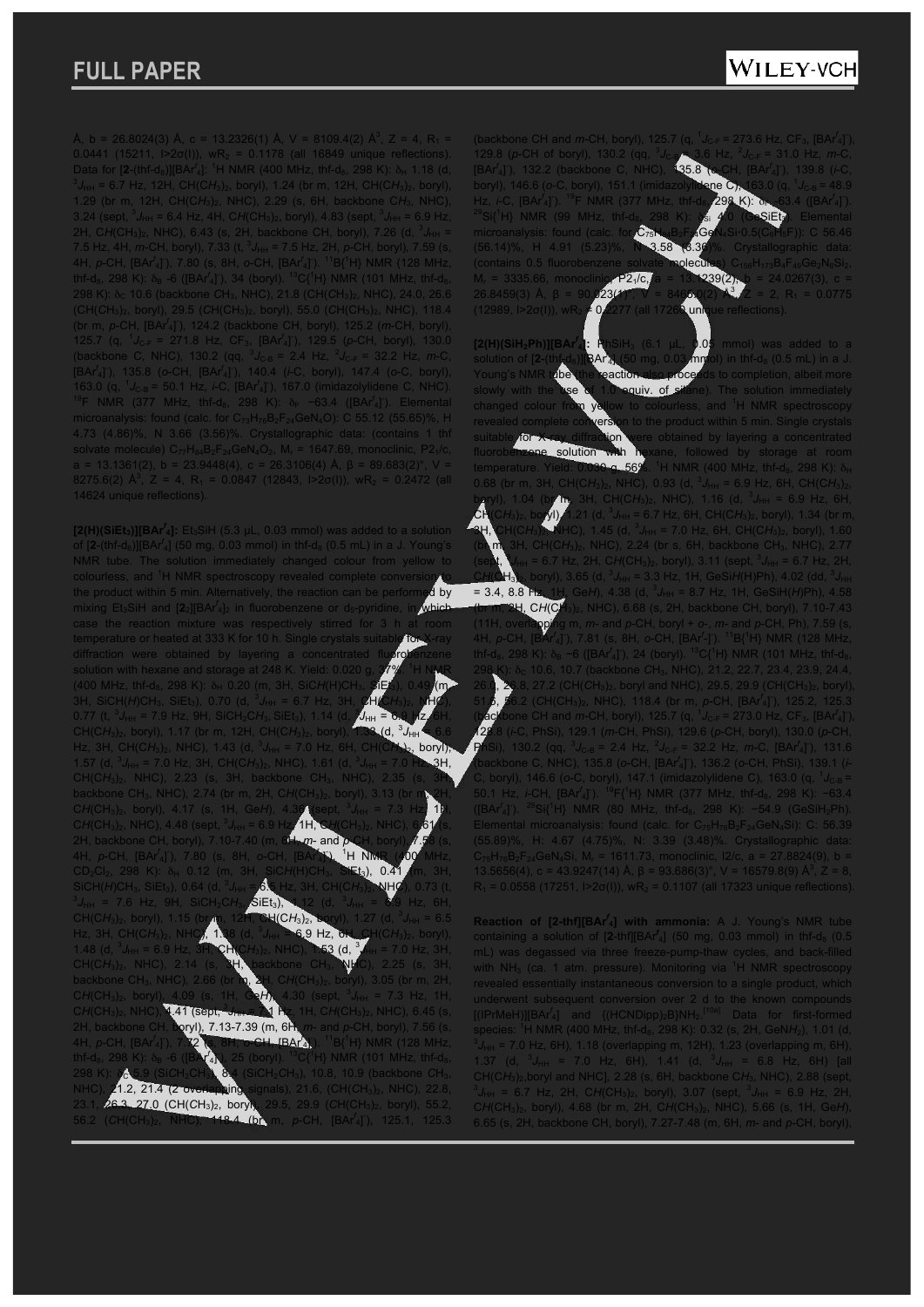Å, b = 26.8024(3) Å, c = 13.2326(1) Å, V = 8109.4(2) Å$^3$, Z = 4, $R_1$ = 0.0441 (15211, I>2σ(I)), $wR_2$ = 0.1178 (all 16849 unique reflections). Data for [**2**-(thf-$d_8$)][BAr$^f_4$]: $^1$H NMR (400 MHz, thf-$d_8$, 298 K): $\delta_H$ 1.18 (d, $^3J_{HH}$ = 6.7 Hz, 12H, CH(C$H_3$)$_2$, boryl), 1.24 (br m, 12H, CH(C$H_3$)$_2$, boryl), 1.29 (br m, 12H, CH(C$H_3$)$_2$, NHC), 2.29 (s, 6H, backbone C$H_3$, NHC), 3.24 (sept, $^3J_{HH}$ = 6.4 Hz, 4H, C$H$(CH$_3$)$_2$, boryl), 4.83 (sept, $^3J_{HH}$ = 6.9 Hz, 2H, C$H$(CH$_3$)$_2$, NHC), 6.43 (s, 2H, backbone CH, boryl), 7.26 (d, $^3J_{HH}$ = 7.5 Hz, 4H, $m$-CH, boryl), 7.33 (t, $^3J_{HH}$ = 7.5 Hz, 2H, $p$-CH, boryl), 7.59 (s, 4H, $p$-CH, [BAr$^f_4$]$^-$), 7.80 (s, 8H, $o$-CH, [BAr$^f_4$]$^-$). $^{11}$B{$^1$H} NMR (128 MHz, thf-$d_8$, 298 K): $\delta_B$ -6 ([BAr$^f_4$]$^-$), 34 (boryl). $^{13}$C{$^1$H} NMR (101 MHz, thf-$d_8$, 298 K): $\delta_C$ 10.6 (backbone CH$_3$, NHC), 21.8 (CH($C$H$_3$)$_2$, NHC), 24.0, 26.6 (CH($C$H$_3$)$_2$, boryl), 29.5 ($C$H(CH$_3$)$_2$, boryl), 55.0 ($C$H(CH$_3$)$_2$, NHC), 118.4 (br m, $p$-CH, [BAr$^f_4$]$^-$), 124.2 (backbone CH, boryl), 125.2 ($m$-CH, boryl), 125.7 (q, $^1J_{C\text{-}F}$ = 271.8 Hz, CF$_3$, [BAr$^f_4$]$^-$), 129.5 ($p$-CH, boryl), 130.0 (backbone C, NHC), 130.2 (qq, $^3J_{C\text{-}B}$ = 2.4 Hz, $^2J_{C\text{-}F}$ = 32.2 Hz, $m$-C, [BAr$^f_4$]$^-$), 135.8 ($o$-CH, [BAr$^f_4$]$^-$), 140.4 ($i$-C, boryl), 147.4 ($o$-C, boryl), 163.0 (q, $^1J_{C\text{-}B}$ = 50.1 Hz, $i$-C, [BAr$^f_4$]$^-$), 167.0 (imidazolylidene C, NHC). $^{19}$F NMR (377 MHz, thf-$d_8$, 298 K): $\delta_F$ −63.4 ([BAr$^f_4$]$^-$). Elemental microanalysis: found (calc. for $C_{73}H_{76}B_2F_{24}GeN_4O$): C 55.12 (55.65)%, H 4.73 (4.86)%, N 3.66 (3.56)%. Crystallographic data: (contains 1 thf solvate molecule) $C_{77}H_{84}B_2F_{24}GeN_4O_2$, $M_r$ = 1647.69, monoclinic, $P2_1/c$, a = 13.1361(2), b = 23.9448(4), c = 26.3106(4) Å, β = 89.683(2)°, V = 8275.6(2) Å$^3$, Z = 4, $R_1$ = 0.0847 (12843, I>2σ(I)), $wR_2$ = 0.2472 (all 14624 unique reflections).

**[2(H)(SiEt$_3$)][BAr$^f_4$]:** Et$_3$SiH (5.3 μL, 0.03 mmol) was added to a solution of [**2**-(thf-$d_8$)][BAr$^f_4$] (50 mg, 0.03 mmol) in thf-$d_8$ (0.5 mL) in a J. Young's NMR tube. The solution immediately changed colour from yellow to colourless, and $^1$H NMR spectroscopy revealed complete conversion to the product within 5 min. Alternatively, the reaction can be performed by mixing Et$_3$SiH and [**2**]$_2$[BAr$^f_4$]$_2$ in fluorobenzene or $d_5$-pyridine, in which case the reaction mixture was respectively stirred for 3 h at room temperature or heated at 333 K for 10 h. Single crystals suitable for X-ray diffraction were obtained by layering a concentrated fluorobenzene solution with hexane and storage at 248 K. Yield: 0.020 g, 37%. $^1$H NMR (400 MHz, thf-$d_8$, 298 K): $\delta_H$ 0.20 (m, 3H, SiC$H$(H)CH$_3$, SiEt$_3$), 0.49 (m, 3H, SiCH($H$)CH$_3$, SiEt$_3$), 0.70 (d, $^3J_{HH}$ = 6.7 Hz, 3H, CH(C$H_3$)$_2$, NHC), 0.77 (t, $^3J_{HH}$ = 7.9 Hz, 9H, SiCH$_2$C$H_3$, SiEt$_3$), 1.14 (d, $^3J_{HH}$ = 6.9 Hz, 6H, CH(C$H_3$)$_2$, boryl), 1.17 (br m, 12H, CH(C$H_3$)$_2$, boryl), 1.38 (d, $^3J_{HH}$ = 6.6 Hz, 3H, CH(C$H_3$)$_2$, NHC), 1.43 (d, $^3J_{HH}$ = 7.0 Hz, 6H, CH(C$H_3$)$_2$, boryl), 1.57 (d, $^3J_{HH}$ = 7.0 Hz, 3H, CH(C$H_3$)$_2$, NHC), 1.61 (d, $^3J_{HH}$ = 7.0 Hz, 3H, CH(C$H_3$)$_2$, NHC), 2.23 (s, 3H, backbone CH$_3$, NHC), 2.35 (s, 3H, backbone CH$_3$, NHC), 2.74 (br m, 2H, C$H$(CH$_3$)$_2$, boryl), 3.13 (br m, 2H, C$H$(CH$_3$)$_2$, boryl), 4.17 (s, 1H, Ge$H$), 4.36 (sept, $^3J_{HH}$ = 7.3 Hz, 1H, C$H$(CH$_3$)$_2$, NHC), 4.48 (sept, $^3J_{HH}$ = 6.9 Hz, 1H, C$H$(CH$_3$)$_2$, NHC), 6.61 (s, 2H, backbone CH, boryl), 7.10-7.40 (m, 6H, $m$- and $p$-CH, boryl), 7.58 (s, 4H, $p$-CH, [BAr$^f_4$]$^-$), 7.80 (s, 8H, $o$-CH, [BAr$^f_4$]$^-$). $^1$H NMR (400 MHz, CD$_2$Cl$_2$, 298 K): $\delta_H$ 0.12 (m, 3H, SiC$H$(H)CH$_3$, SiEt$_3$), 0.41 (m, 3H, SiCH($H$)CH$_3$, SiEt$_3$), 0.64 (d, $^3J_{HH}$ = 6.5 Hz, 3H, CH(C$H_3$)$_2$, NHC), 0.73 (t, $^3J_{HH}$ = 7.6 Hz, 9H, SiCH$_2$C$H_3$, SiEt$_3$), 1.12 (d, $^3J_{HH}$ = 6.9 Hz, 6H, CH(C$H_3$)$_2$, boryl), 1.15 (br m, 12H, CH(C$H_3$)$_2$, boryl), 1.27 (d, $^3J_{HH}$ = 6.5 Hz, 3H, CH(C$H_3$)$_2$, NHC), 1.38 (d, $^3J_{HH}$ = 6.9 Hz, 6H, CH(C$H_3$)$_2$, boryl), 1.48 (d, $^3J_{HH}$ = 6.9 Hz, 3H, CH(C$H_3$)$_2$, NHC), 1.53 (d, $^3J_{HH}$ = 7.0 Hz, 3H, CH(C$H_3$)$_2$, NHC), 2.14 (s, 3H, backbone CH$_3$, NHC), 2.25 (s, 3H, backbone CH$_3$, NHC), 2.66 (br m, 2H, C$H$(CH$_3$)$_2$, boryl), 3.05 (br m, 2H, C$H$(CH$_3$)$_2$, boryl), 4.09 (s, 1H, Ge$H$), 4.30 (sept, $^3J_{HH}$ = 7.3 Hz, 1H, C$H$(CH$_3$)$_2$, NHC), 4.41 (sept, $^3J_{HH}$ = 7.1 Hz, 1H, C$H$(CH$_3$)$_2$, NHC), 6.45 (s, 2H, backbone CH, boryl), 7.13-7.39 (m, 6H, $m$- and $p$-CH, boryl), 7.56 (s, 4H, $p$-CH, [BAr$^f_4$]$^-$), 7.72 (s, 8H, $o$-CH, [BAr$^f_4$]$^-$). $^{11}$B{$^1$H} NMR (128 MHz, thf-$d_8$, 298 K): $\delta_B$ -6 ([BAr$^f_4$]$^-$), 25 (boryl). $^{13}$C{$^1$H} NMR (101 MHz, thf-$d_8$, 298 K): $\delta_C$ 5.9 (SiCH$_2$CH$_3$), 8.4 (SiCH$_2$CH$_3$), 10.8, 10.9 (backbone CH$_3$, NHC), 21.2, 21.4 (2 overlapping signals), 21.6, (CH($C$H$_3$)$_2$, NHC), 22.8, 23.1, 26.3, 27.0 (CH($C$H$_3$)$_2$, boryl), 29.5, 29.9 ($C$H(CH$_3$)$_2$, boryl), 55.2, 56.2 ($C$H(CH$_3$)$_2$, NHC), 118.4 (br m, $p$-CH, [BAr$^f_4$]$^-$), 125.1, 125.3 (backbone CH and $m$-CH, boryl), 125.7 (q, $^1J_{C\text{-}F}$ = 273.6 Hz, CF$_3$, [BAr$^f_4$]$^-$), 129.8 ($p$-CH of boryl), 130.2 (qq, $^3J_{C\text{-}B}$ = 3.6 Hz, $^2J_{C\text{-}F}$ = 31.0 Hz, $m$-C, [BAr$^f_4$]$^-$), 132.2 (backbone C, NHC), 135.8 ($o$-CH, [BAr$^f_4$]$^-$), 139.8 ($i$-C, boryl), 146.6 ($o$-C, boryl), 151.1 (imidazolylidene C), 163.0 (q, $^1J_{C\text{-}B}$ = 48.9 Hz, $i$-C, [BAr$^f_4$]$^-$). $^{19}$F NMR (377 MHz, thf-$d_8$, 298 K): $\delta_F$ −63.4 ([BAr$^f_4$]$^-$). $^{29}$Si{$^1$H} NMR (99 MHz, thf-$d_8$, 298 K): $\delta_{Si}$ 4.0 (GeSiEt$_3$). Elemental microanalysis: found (calc. for $C_{75}H_{84}B_2F_{24}GeN_4Si\cdot0.5(C_6H_5F)$): C 56.46 (56.14)%, H 4.91 (5.23)%, N 3.58 (3.36)%. Crystallographic data: (contains 0.5 fluorobenzene solvate molecules) $C_{156}H_{173}B_4F_{49}Ge_2N_8Si_2$, $M_r$ = 3335.66, monoclinic, $P2_1/c$, a = 13.4239(2), b = 24.0267(3), c = 26.8459(3) Å, β = 90.023(1)°, V = 8466.0(2) Å$^3$, Z = 2, $R_1$ = 0.0775 (12989, I>2σ(I)), $wR_2$ = 0.2277 (all 17260 unique reflections).

**[2(H)(SiH$_2$Ph)][BAr$^f_4$]:** PhSiH$_3$ (6.1 μL, 0.05 mmol) was added to a solution of [**2**-(thf-$d_8$)][BAr$^f_4$] (50 mg, 0.03 mmol) in thf-$d_8$ (0.5 mL) in a J. Young's NMR tube (the reaction also proceeds to completion, albeit more slowly with the use of 1.0 equiv. of silane). The solution immediately changed colour from yellow to colourless, and $^1$H NMR spectroscopy revealed complete conversion to the product within 5 min. Single crystals suitable for X-ray diffraction were obtained by layering a concentrated fluorobenzene solution with hexane, followed by storage at room temperature. Yield: 0.030 g, 56%. $^1$H NMR (400 MHz, thf-$d_8$, 298 K): $\delta_H$ 0.68 (br m, 3H, CH(C$H_3$)$_2$, NHC), 0.93 (d, $^3J_{HH}$ = 6.9 Hz, 6H, CH(C$H_3$)$_2$, boryl), 1.04 (br m, 3H, CH(C$H_3$)$_2$, NHC), 1.16 (d, $^3J_{HH}$ = 6.9 Hz, 6H, CH(C$H_3$)$_2$, boryl), 1.21 (d, $^3J_{HH}$ = 6.7 Hz, 6H, CH(C$H_3$)$_2$, boryl), 1.34 (br m, 3H, CH(C$H_3$)$_2$, NHC), 1.45 (d, $^3J_{HH}$ = 7.0 Hz, 6H, CH(C$H_3$)$_2$, boryl), 1.60 (br m, 3H, CH(C$H_3$)$_2$, NHC), 2.24 (br s, 6H, backbone CH$_3$, NHC), 2.77 (sept, $^3J_{HH}$ = 6.7 Hz, 2H, C$H$(CH$_3$)$_2$, boryl), 3.11 (sept, $^3J_{HH}$ = 6.7 Hz, 2H, C$H$(CH$_3$)$_2$, boryl), 3.65 (d, $^3J_{HH}$ = 3.3 Hz, 1H, GeSi$H$(H)Ph), 4.02 (dd, $^3J_{HH}$ = 3.4, 8.8 Hz, 1H, Ge$H$), 4.38 (d, $^3J_{HH}$ = 8.7 Hz, 1H, GeSiH($H$)Ph), 4.58 (br m, 2H, C$H$(CH$_3$)$_2$, NHC), 6.68 (s, 2H, backbone CH, boryl), 7.10-7.43 (11H, overlapping m, $m$- and $p$-CH, boryl + $o$-, $m$- and $p$-CH, Ph), 7.59 (s, 4H, $p$-CH, [BAr$^f_4$]$^-$), 7.81 (s, 8H, $o$-CH, [BAr$^f_4$]$^-$). $^{11}$B{$^1$H} NMR (128 MHz, thf-$d_8$, 298 K): $\delta_B$ −6 ([BAr$^f_4$]$^-$), 24 (boryl). $^{13}$C{$^1$H} NMR (101 MHz, thf-$d_8$, 298 K): $\delta_C$ 10.6, 10.7 (backbone $C$H$_3$, NHC), 21.2, 22.7, 23.4, 23.9, 24.4, 26.1, 26.8, 27.2 (CH($C$H$_3$)$_2$, boryl and NHC), 29.5, 29.9 ($C$H(CH$_3$)$_2$, boryl), 51.6, 56.2 ($C$H(CH$_3$)$_2$, NHC), 118.4 (br m, $p$-CH, [BAr$^f_4$]$^-$), 125.2, 125.3 (backbone CH and $m$-CH, boryl), 125.7 (q, $^1J_{C\text{-}F}$ = 273.0 Hz, CF$_3$, [BAr$^f_4$]$^-$), 128.8 ($i$-C, PhSi), 129.1 ($m$-CH, PhSi), 129.6 ($p$-CH, boryl), 130.0 ($p$-CH, PhSi), 130.2 (qq, $^3J_{C\text{-}B}$ = 2.4 Hz, $^2J_{C\text{-}F}$ = 32.2 Hz, $m$-C, [BAr$^f_4$]$^-$), 131.6 (backbone C, NHC), 135.8 ($o$-CH, [BAr$^f_4$]$^-$), 136.2 ($o$-CH, PhSi), 139.1 ($i$-C, boryl), 146.6 ($o$-C, boryl), 147.1 (imidazolylidene C), 163.0 (q, $^1J_{C\text{-}B}$ = 50.1 Hz, $i$-CH, [BAr$^f_4$]$^-$). $^{19}$F{$^1$H} NMR (377 MHz, thf-$d_8$, 298 K): $\delta_F$ −63.4 ([BAr$^f_4$]$^-$). $^{29}$Si{$^1$H} NMR (80 MHz, thf-$d_8$, 298 K): $\delta$ −54.9 (GeSiH$_2$Ph). Elemental microanalysis: found (calc. for $C_{75}H_{76}B_2F_{24}GeN_4Si$): C 56.39 (55.89)%, H: 4.67 (4.75)%, N: 3.39 (3.48)%. Crystallographic data: $C_{75}H_{76}B_2F_{24}GeN_4Si$, $M_r$ = 1611.73, monoclinic, $I2/c$, a = 27.8824(9), b = 13.5656(4), c = 43.9247(14) Å, β = 93.686(3)°, V = 16579.8(9) Å$^3$, Z = 8, $R_1$ = 0.0558 (17251, I>2σ(I)), $wR_2$ = 0.1107 (all 17323 unique reflections).

**Reaction of [2-thf][BAr$^f_4$] with ammonia:** A J. Young's NMR tube containing a solution of [**2**-thf][BAr$^f_4$] (50 mg, 0.03 mmol) in thf-$d_8$ (0.5 mL) was degassed via three freeze-pump-thaw cycles, and back-filled with NH$_3$ (ca. 1 atm. pressure). Monitoring via $^1$H NMR spectroscopy revealed essentially instantaneous conversion to a single product, which underwent subsequent conversion over 2 d to the known compounds [(IPrMeH)][BAr$^f_4$] and {(HCNDipp)$_2$B}NH$_2$.[10a] Data for first-formed species: $^1$H NMR (400 MHz, thf-$d_8$, 298 K): 0.32 (s, 2H, GeN$H_2$), 1.01 (d, $^3J_{HH}$ = 7.0 Hz, 6H), 1.18 (overlapping m, 12H), 1.23 (overlapping m, 6H), 1.37 (d, $^3J_{HH}$ = 7.0 Hz, 6H), 1.41 (d, $^3J_{HH}$ = 6.8 Hz, 6H) [all CH(C$H_3$)$_2$,boryl and NHC], 2.28 (s, 6H, backbone C$H_3$, NHC), 2.88 (sept, $^3J_{HH}$ = 6.7 Hz, 2H, C$H$(CH$_3$)$_2$, boryl), 3.07 (sept, $^3J_{HH}$ = 6.9 Hz, 2H, C$H$(CH$_3$)$_2$, boryl), 4.68 (br m, 2H, C$H$(CH$_3$)$_2$, NHC), 5.66 (s, 1H, Ge$H$), 6.65 (s, 2H, backbone CH, boryl), 7.27-7.48 (m, 6H, $m$- and $p$-CH, boryl),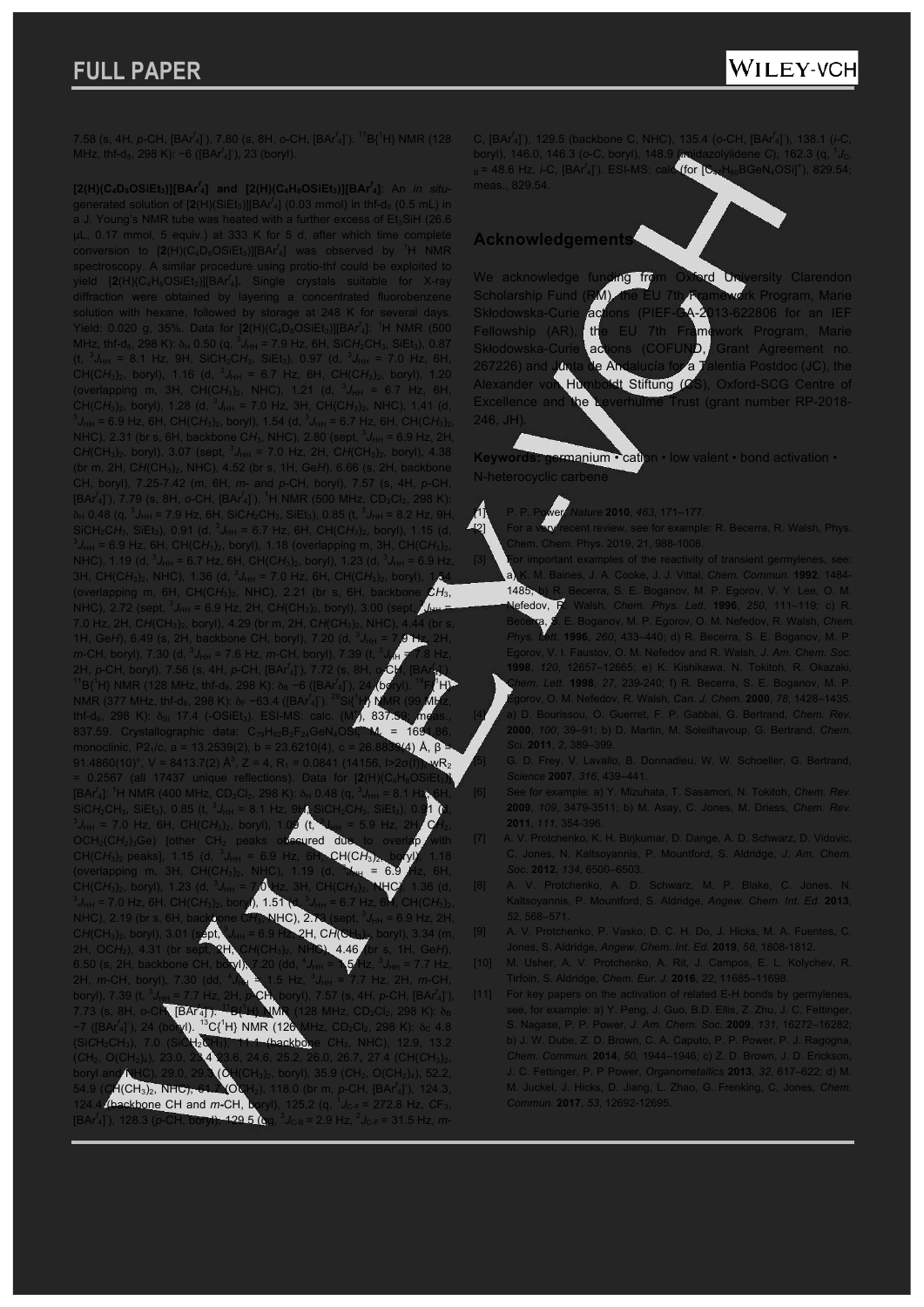7.58 (s, 4H, p-CH, $[BAr^f_4]^-$), 7.80 (s, 8H, o-CH, $[BAr^f_4]^-$). $^{11}B\{^1H\}$ NMR (128 MHz, thf-$d_8$, 298 K): −6 ($[BAr^f_4]^-$), 23 (boryl).

**$[2(H)(C_4D_8OSiEt_3)][BAr^f_4]$ and $[2(H)(C_4H_8OSiEt_3)][BAr^f_4]$**: An *in situ*-generated solution of $[2(H)(SiEt_3)][BAr^f_4]$ (0.03 mmol) in thf-$d_8$ (0.5 mL) in a J. Young's NMR tube was heated with a further excess of $Et_3SiH$ (26.6 μL, 0.17 mmol, 5 equiv.) at 333 K for 5 d, after which time complete conversion to $[2(H)(C_4D_8OSiEt_3)][BAr^f_4]$ was observed by $^1H$ NMR spectroscopy. A similar procedure using protio-thf could be exploited to yield $[2(H)(C_4H_8OSiEt_3)][BAr^f_4]$. Single crystals suitable for X-ray diffraction were obtained by layering a concentrated fluorobenzene solution with hexane, followed by storage at 248 K for several days. Yield: 0.020 g, 35%. Data for $[2(H)(C_4D_8OSiEt_3)][BAr^f_4]$: $^1H$ NMR (500 MHz, thf-$d_8$, 298 K): $\delta_H$ 0.50 (q, $^3J_{HH}$ = 7.9 Hz, 6H, $SiCH_2CH_3$, $SiEt_3$), 0.87 (t, $^3J_{HH}$ = 8.1 Hz, 9H, $SiCH_2CH_3$, $SiEt_3$), 0.97 (d, $^3J_{HH}$ = 7.0 Hz, 6H, $CH(CH_3)_2$, boryl), 1.16 (d, $^3J_{HH}$ = 6.7 Hz, 6H, $CH(CH_3)_2$, boryl), 1.20 (overlapping m, 3H, $CH(CH_3)_2$, NHC), 1.21 (d, $^3J_{HH}$ = 6.7 Hz, 6H, $CH(CH_3)_2$, boryl), 1.28 (d, $^3J_{HH}$ = 7.0 Hz, 3H, $CH(CH_3)_2$, NHC), 1.41 (d, $^3J_{HH}$ = 6.9 Hz, 6H, $CH(CH_3)_2$, boryl), 1.54 (d, $^3J_{HH}$ = 6.7 Hz, 6H, $CH(CH_3)_2$, NHC), 2.31 (br s, 6H, backbone $CH_3$, NHC), 2.80 (sept, $^3J_{HH}$ = 6.9 Hz, 2H, $CH(CH_3)_2$, boryl), 3.07 (sept, $^3J_{HH}$ = 7.0 Hz, 2H, $CH(CH_3)_2$, boryl), 4.38 (br m, 2H, $CH(CH_3)_2$, NHC), 4.52 (br s, 1H, GeH), 6.66 (s, 2H, backbone CH, boryl), 7.25-7.42 (m, 6H, m- and p-CH, boryl), 7.57 (s, 4H, p-CH, $[BAr^f_4]^-$), 7.79 (s, 8H, o-CH, $[BAr^f_4]^-$). $^1H$ NMR (500 MHz, $CD_2Cl_2$, 298 K): $\delta_H$ 0.48 (q, $^3J_{HH}$ = 7.9 Hz, 6H, $SiCH_2CH_3$, $SiEt_3$), 0.85 (t, $^3J_{HH}$ = 8.2 Hz, 9H, $SiCH_2CH_3$, $SiEt_3$), 0.91 (d, $^3J_{HH}$ = 6.7 Hz, 6H, $CH(CH_3)_2$, boryl), 1.15 (d, $^3J_{HH}$ = 6.9 Hz, 6H, $CH(CH_3)_2$, boryl), 1.18 (overlapping m, 3H, $CH(CH_3)_2$, NHC), 1.19 (d, $^3J_{HH}$ = 6.7 Hz, 6H, $CH(CH_3)_2$, boryl), 1.23 (d, $^3J_{HH}$ = 6.9 Hz, 3H, $CH(CH_3)_2$, NHC), 1.36 (d, $^3J_{HH}$ = 7.0 Hz, 6H, $CH(CH_3)_2$, boryl), 1.51 (overlapping m, 6H, $CH(CH_3)_2$, NHC), 2.21 (br s, 6H, backbone $CH_3$, NHC), 2.72 (sept, $^3J_{HH}$ = 6.9 Hz, 2H, $CH(CH_3)_2$, boryl), 3.00 (sept, $^3J_{HH}$ = 7.0 Hz, 2H, $CH(CH_3)_2$, boryl), 4.29 (br m, 2H, $CH(CH_3)_2$, NHC), 4.44 (br s, 1H, GeH), 6.49 (s, 2H, backbone CH, boryl), 7.20 (d, $^3J_{HH}$ = 7.9 Hz, 2H, m-CH, boryl), 7.30 (d, $^3J_{HH}$ = 7.6 Hz, m-CH, boryl), 7.39 (t, $^3J_{HH}$ = 7.8 Hz, 2H, p-CH, boryl), 7.56 (s, 4H, p-CH, $[BAr^f_4]^-$), 7.72 (s, 8H, o-CH, $[BAr^f_4]^-$). $^{11}B\{^1H\}$ NMR (128 MHz, thf-$d_8$, 298 K): $\delta_B$ −6 ($[BAr^f_4]^-$), 24 (boryl). $^{19}F\{^1H\}$ NMR (377 MHz, thf-$d_8$, 298 K): $\delta_F$ −63.4 ($[BAr^f_4]^-$). $^{29}Si\{^1H\}$ NMR (99 MHz, thf-$d_8$, 298 K): $\delta_{Si}$ 17.4 ($-OSiEt_3$). ESI-MS: calc. ($M^+$), 837.59; meas., 837.59. Crystallographic data: $C_{79}H_{92}B_2F_{24}GeN_4OSi$, $M_r$ = 1691.86, monoclinic, $P2_1/c$, a = 13.2539(2), b = 23.6210(4), c = 26.8839(4) Å, β = 91.4860(10)°, V = 8413.7(2) Å$^3$, Z = 4, $R_1$ = 0.0841 (14156, I>2σ(I)), $wR_2$ = 0.2567 (all 17437 unique reflections). Data for $[2(H)(C_4H_8OSiEt_3)][BAr^f_4]$: $^1H$ NMR (400 MHz, $CD_2Cl_2$, 298 K): $\delta_H$ 0.48 (q, $^3J_{HH}$ = 8.1 Hz, 6H, $SiCH_2CH_3$, $SiEt_3$), 0.85 (t, $^3J_{HH}$ = 8.1 Hz, 9H, $SiCH_2CH_3$, $SiEt_3$), 0.91 (d, $^3J_{HH}$ = 7.0 Hz, 6H, $CH(CH_3)_2$, boryl), 1.09 (t, $^3J_{HH}$ = 5.9 Hz, 2H, $CH_2$, $OCH_2(CH_2)_3Ge$) [other $CH_2$ peaks obscured due to overlap with $CH(CH_3)_2$ peaks], 1.15 (d, $^3J_{HH}$ = 6.9 Hz, 6H, $CH(CH_3)_2$, boryl), 1.18 (overlapping m, 3H, $CH(CH_3)_2$, NHC), 1.19 (d, $^3J_{HH}$ = 6.9 Hz, 6H, $CH(CH_3)_2$, boryl), 1.23 (d, $^3J_{HH}$ = 7.0 Hz, 3H, $CH(CH_3)_2$, NHC), 1.36 (d, $^3J_{HH}$ = 7.0 Hz, 6H, $CH(CH_3)_2$, boryl), 1.51 (d, $^3J_{HH}$ = 6.7 Hz, 6H, $CH(CH_3)_2$, NHC), 2.19 (br s, 6H, backbone $CH_3$, NHC), 2.73 (sept, $^3J_{HH}$ = 6.9 Hz, 2H, $CH(CH_3)_2$, boryl), 3.01 (sept, $^3J_{HH}$ = 6.9 Hz, 2H, $CH(CH_3)_2$, boryl), 3.34 (m, 2H, $OCH_2$), 4.31 (br sept, 2H, $CH(CH_3)_2$, NHC), 4.46 (br s, 1H, GeH), 6.50 (s, 2H, backbone CH, boryl), 7.20 (dd, $^4J_{HH}$ = 1.5 Hz, $^3J_{HH}$ = 7.7 Hz, 2H, m-CH, boryl), 7.30 (dd, $^4J_{HH}$ = 1.5 Hz, $^3J_{HH}$ = 7.7 Hz, 2H, m-CH, boryl), 7.39 (t, $^3J_{HH}$ = 7.7 Hz, 2H, p-CH, boryl), 7.57 (s, 4H, p-CH, $[BAr^f_4]^-$), 7.73 (s, 8H, o-CH, $[BAr^f_4]^-$). $^{11}B\{^1H\}$ NMR (128 MHz, $CD_2Cl_2$, 298 K): $\delta_B$ −7 ($[BAr^f_4]^-$), 24 (boryl). $^{13}C\{^1H\}$ NMR (126 MHz, $CD_2Cl_2$, 298 K): $\delta_C$ 4.8 ($SiCH_2CH_3$), 7.0 ($SiCH_2CH_3$), 11.4 (backbone $CH_3$, NHC), 12.9, 13.2 ($CH_2$, $O(CH_2)_4$), 23.0, 23.4, 23.6, 24.6, 25.2, 26.0, 26.7, 27.4 ($CH(CH_3)_2$, boryl and NHC), 29.0, 29.3 ($CH(CH_3)_2$, boryl), 35.9 ($CH_2$, $O(CH_2)_4$), 52.2, 54.9 ($CH(CH_3)_2$, NHC), 61.7 ($OCH_2$), 118.0 (br m, p-CH, $[BAr^f_4]^-$), 124.3, 124.4 (backbone CH and m-CH, boryl), 125.2 (q, $^1J_{C\text{-}F}$ = 272.8 Hz, $CF_3$, $[BAr^f_4]^-$), 128.3 (p-CH, boryl), 129.5 (qq, $^3J_{C\text{-}B}$ = 2.9 Hz, $^2J_{C\text{-}F}$ = 31.5 Hz, m-C, $[BAr^f_4]^-$), 129.5 (backbone C, NHC), 135.4 (o-CH, $[BAr^f_4]^-$), 138.1 (i-C, boryl), 146.0, 146.3 (o-C, boryl), 148.9 (imidazolylidene C), 162.3 (q, $^1J_{C\text{-}B}$ = 48.6 Hz, i-C, $[BAr^f_4]^-$). ESI-MS: calc. (for $[C_{47}H_{80}BGeN_4OSi]^+$), 829.54; meas., 829.54.

## Acknowledgements

We acknowledge funding from Oxford University Clarendon Scholarship Fund (RM), the EU 7th Framework Program, Marie Skłodowska-Curie actions (PIEF-GA-2013-622806 for an IEF Fellowship (AR)), the EU 7th Framework Program, Marie Skłodowska-Curie actions (COFUND, Grant Agreement no. 267226) and Junta de Andalucía for a Talentia Postdoc (JC), the Alexander von Humboldt Stiftung (CS), Oxford-SCG Centre of Excellence and the Leverhulme Trust (grant number RP-2018-246, JH).

**Keywords:** germanium • cation • low valent • bond activation • N-heterocyclic carbene

[1] P. P. Power, *Nature* **2010**, *463*, 171–177.

[2] For a very recent review, see for example: R. Becerra, R. Walsh, Phys. Chem. Chem. Phys. 2019, 21, 988-1008.

[3] For important examples of the reactivity of transient germylenes, see: a) K. M. Baines, J. A. Cooke, J. J. Vittal, *Chem. Commun.* **1992**, 1484-1485; b) R. Becerra, S. E. Boganov, M. P. Egorov, V. Y. Lee, O. M. Nefedov, R. Walsh, *Chem. Phys. Lett.* **1996**, *250*, 111–119; c) R. Becerra, S. E. Boganov, M. P. Egorov, O. M. Nefedov, R. Walsh, *Chem. Phys. Lett.* **1996**, *260*, 433–440; d) R. Becerra, S. E. Boganov, M. P. Egorov, V. I. Faustov, O. M. Nefedov and R. Walsh, *J. Am. Chem. Soc.* **1998**, *120*, 12657–12665; e) K. Kishikawa, N. Tokitoh, R. Okazaki, *Chem. Lett.* **1998**, *27*, 239-240; f) R. Becerra, S. E. Boganov, M. P. Egorov, O. M. Nefedov, R. Walsh, *Can. J. Chem.* **2000**, *78*, 1428–1435.

[4] a) D. Bourissou, O. Guerret, F. P. Gabbaï, G. Bertrand, *Chem. Rev.* **2000**, *100*, 39–91; b) D. Martin, M. Soleilhavoup, G. Bertrand, *Chem. Sci.* **2011**, *2*, 389–399.

[5] G. D. Frey, V. Lavallo, B. Donnadieu, W. W. Schoeller, G. Bertrand, *Science* **2007**, *316*, 439–441.

[6] See for example: a) Y. Mizuhata, T. Sasamori, N. Tokitoh, *Chem. Rev.* **2009**, *109*, 3479-3511; b) M. Asay, C. Jones, M. Driess, *Chem. Rev.* **2011**, *111*, 354-396.

[7] A. V. Protchenko, K. H. Birjkumar, D. Dange, A. D. Schwarz, D. Vidovic, C. Jones, N. Kaltsoyannis, P. Mountford, S. Aldridge, *J. Am. Chem. Soc.* **2012**, *134*, 6500–6503.

[8] A. V. Protchenko, A. D. Schwarz, M. P. Blake, C. Jones, N. Kaltsoyannis, P. Mountford, S. Aldridge, *Angew. Chem. Int. Ed.* **2013**, *52*, 568–571.

[9] A. V. Protchenko, P. Vasko, D. C. H. Do, J. Hicks, M. A. Fuentes, C. Jones, S. Aldridge, *Angew. Chem. Int. Ed.* **2019**, *58*, 1808-1812.

[10] M. Usher, A. V. Protchenko, A. Rit, J. Campos, E. L. Kolychev, R. Tirfoin, S. Aldridge, *Chem. Eur. J.* **2016**, *22*, 11685–11698.

[11] For key papers on the activation of related E-H bonds by germylenes, see, for example: a) Y. Peng, J. Guo, B.D. Ellis, Z. Zhu, J. C. Fettinger, S. Nagase, P. P. Power, *J. Am. Chem. Soc.* **2009**, *131*, 16272–16282; b) J. W. Dube, Z. D. Brown, C. A. Caputo, P. P. Power, P. J. Ragogna, *Chem. Commun.* **2014**, *50*, 1944–1946; c) Z. D. Brown, J. D. Erickson, J. C. Fettinger, P. P Power, *Organometallics* **2013**, *32*, 617–622; d) M. M. Juckel, J. Hicks, D. Jiang, L. Zhao, G. Frenking, C. Jones, *Chem. Commun.* **2017**, *53*, 12692-12695.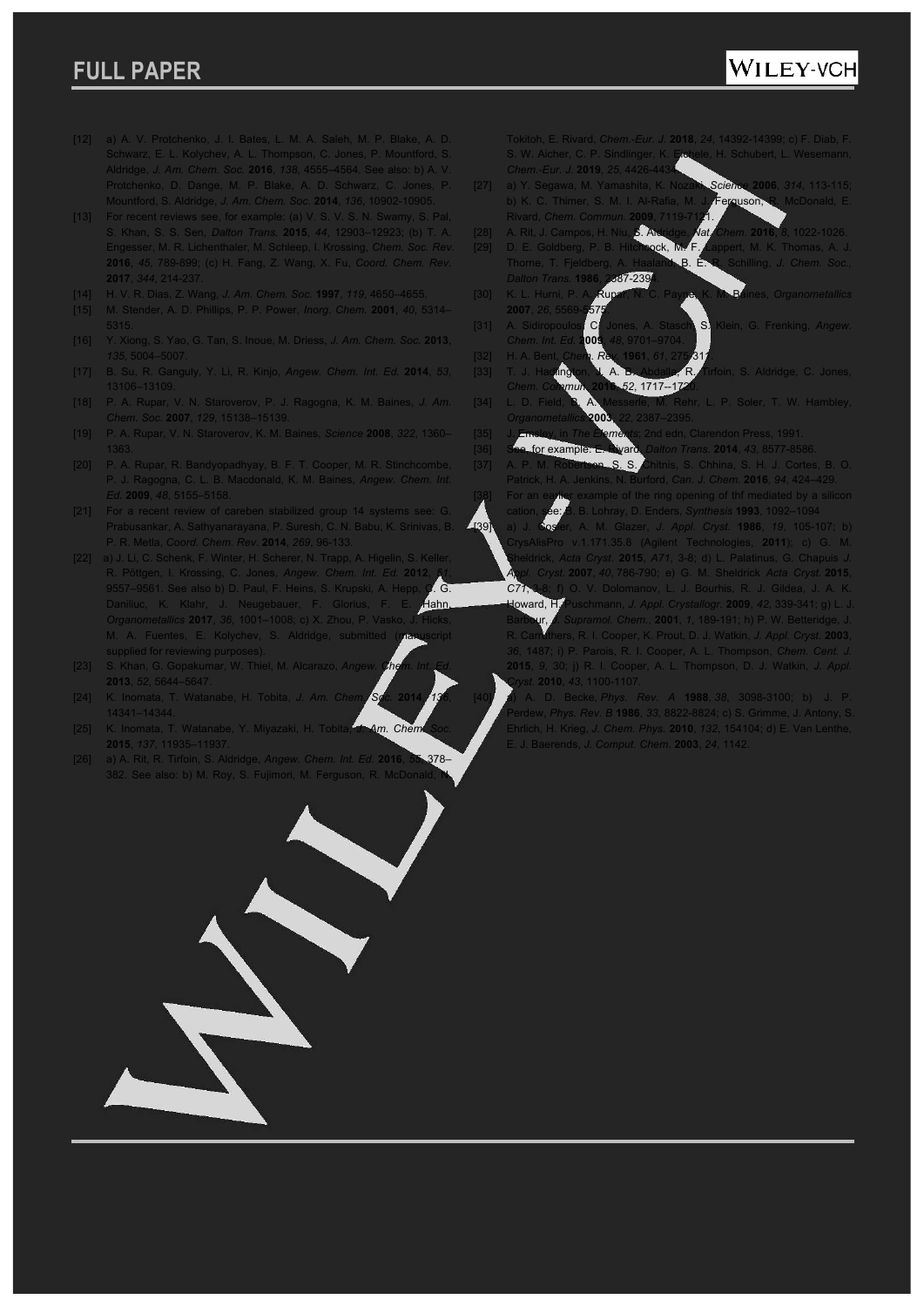[12] a) A. V. Protchenko, J. I. Bates, L. M. A. Saleh, M. P. Blake, A. D. Schwarz, E. L. Kolychev, A. L. Thompson, C. Jones, P. Mountford, S. Aldridge, *J. Am. Chem. Soc.* **2016**, *138*, 4555–4564. See also: b) A. V. Protchenko, D. Dange, M. P. Blake, A. D. Schwarz, C. Jones, P. Mountford, S. Aldridge, *J. Am. Chem. Soc.* **2014**, *136*, 10902-10905.

[13] For recent reviews see, for example: (a) V. S. V. S. N. Swamy, S. Pal, S. Khan, S. S. Sen, *Dalton Trans.* **2015**, *44*, 12903–12923; (b) T. A. Engesser, M. R. Lichenthaler, M. Schleep, I. Krossing, *Chem. Soc. Rev.* **2016**, *45*, 789-899; (c) H. Fang, Z. Wang, X. Fu, *Coord. Chem. Rev.* **2017**, *344*, 214-237.

[14] H. V. R. Dias, Z. Wang, *J. Am. Chem. Soc.* **1997**, *119*, 4650–4655.

[15] M. Stender, A. D. Phillips, P. P. Power, *Inorg. Chem.* **2001**, *40*, 5314–5315.

[16] Y. Xiong, S. Yao, G. Tan, S. Inoue, M. Driess, *J. Am. Chem. Soc.* **2013**, *135*, 5004–5007.

[17] B. Su, R. Ganguly, Y. Li, R. Kinjo, *Angew. Chem. Int. Ed.* **2014**, *53*, 13106–13109.

[18] P. A. Rupar, V. N. Staroverov, P. J. Ragogna, K. M. Baines, *J. Am. Chem. Soc.* **2007**, *129*, 15138–15139.

[19] P. A. Rupar, V. N. Staroverov, K. M. Baines, *Science* **2008**, *322*, 1360–1363.

[20] P. A. Rupar, R. Bandyopadhyay, B. F. T. Cooper, M. R. Stinchcombe, P. J. Ragogna, C. L. B. Macdonald, K. M. Baines, *Angew. Chem. Int. Ed.* **2009**, *48*, 5155–5158.

[21] For a recent review of carbene stabilized group 14 systems see: G. Prabusankar, A. Sathyanarayana, P. Suresh, C. N. Babu, K. Srinivas, B. P. R. Metla, *Coord. Chem. Rev.* **2014**, *269*, 96-133.

[22] a) J. Li, C. Schenk, F. Winter, H. Scherer, N. Trapp, A. Higelin, S. Keller, R. Pöttgen, I. Krossing, C. Jones, *Angew. Chem. Int. Ed.* **2012**, *51*, 9557–9561. See also b) D. Paul, F. Heins, S. Krupski, A. Hepp, C. G. Daniliuc, K. Klahr, J. Neugebauer, F. Glorius, F. E. Hahn, *Organometallics* **2017**, *36*, 1001–1008; c) X. Zhou, P. Vasko, J. Hicks, M. A. Fuentes, E. Kolychev, S. Aldridge, submitted (manuscript supplied for reviewing purposes).

[23] S. Khan, G. Gopakumar, W. Thiel, M. Alcarazo, *Angew. Chem. Int. Ed.* **2013**, *52*, 5644–5647.

[24] K. Inomata, T. Watanabe, H. Tobita, *J. Am. Chem. Soc.* **2014**, *136*, 14341–14344.

[25] K. Inomata, T. Watanabe, Y. Miyazaki, H. Tobita, *J. Am. Chem. Soc.* **2015**, *137*, 11935–11937.

[26] a) A. Rit, R. Tirfoin, S. Aldridge, *Angew. Chem. Int. Ed.* **2016**, *55*, 378–382. See also: b) M. Roy, S. Fujimori, M. Ferguson, R. McDonald, N. Tokitoh, E. Rivard, *Chem.-Eur. J.* **2018**, *24*, 14392-14399; c) F. Diab, F. S. W. Aicher, C. P. Sindlinger, K. Eichele, H. Schubert, L. Wesemann, *Chem.-Eur. J.* **2019**, *25*, 4426-4434.

[27] a) Y. Segawa, M. Yamashita, K. Nozaki, *Science* **2006**, *314*, 113-115; b) K. C. Thimer, S. M. I. Al-Rafia, M. J. Ferguson, R. McDonald, E. Rivard, *Chem. Commun.* **2009**, 7119-7121.

[28] A. Rit, J. Campos, H. Niu, S. Aldridge, *Nat. Chem.* **2016**, *8*, 1022-1026.

[29] D. E. Goldberg, P. B. Hitchcock, M. F. Lappert, M. K. Thomas, A. J. Thorne, T. Fjeldberg, A. Haaland, B. E. R. Schilling, *J. Chem. Soc., Dalton Trans.* **1986**, 2387-2394.

[30] K. L. Hurni, P. A. Rupar, N. C. Payne, K. M. Baines, *Organometallics* **2007**, *26*, 5569-5575.

[31] A. Sidiropoulos, C. Jones, A. Stasch, S. Klein, G. Frenking, *Angew. Chem. Int. Ed.* **2009**, *48*, 9701–9704.

[32] H. A. Bent, *Chem. Rev.* **1961**, *61*, 275-311.

[33] T. J. Hadlington, J. A. B. Abdalla, R. Tirfoin, S. Aldridge, C. Jones, *Chem. Commun.* **2016**, *52*, 1717–1720.

[34] L. D. Field, B. A. Messerle, M. Rehr, L. P. Soler, T. W. Hambley, *Organometallics* **2003**, *22*, 2387–2395.

[35] J. Emsley, in *The Elements*; 2nd edn, Clarendon Press, 1991.

[36] See, for example: E. Rivard, *Dalton Trans.* **2014**, *43*, 8577-8586.

[37] A. P. M. Robertson, S. S. Chitnis, S. Chhina, S. H. J. Cortes, B. O. Patrick, H. A. Jenkins, N. Burford, *Can. J. Chem.* **2016**, *94*, 424–429.

[38] For an earlier example of the ring opening of thf mediated by a silicon cation, see: E. B. Lohray, D. Enders, *Synthesis* **1993**, 1092–1094

[39] a) J. Cosier, A. M. Glazer, *J. Appl. Cryst.* **1986**, *19*, 105-107; b) CrysAlisPro v.1.171.35.8 (Agilent Technologies, **2011**); c) G. M. Sheldrick, *Acta Cryst.* **2015**, *A71*, 3-8; d) L. Palatinus, G. Chapuis *J. Appl. Cryst.* **2007**, *40*, 786-790; e) G. M. Sheldrick *Acta Cryst.* **2015**, *C71*, 3-8; f) O. V. Dolomanov, L. J. Bourhis, R. J. Gildea, J. A. K. Howard, H. Puschmann, *J. Appl. Crystallogr.* **2009**, *42*, 339-341; g) L. J. Barbour, *J. Supramol. Chem.*, **2001**, *1*, 189-191; h) P. W. Betteridge, J. R. Carruthers, R. I. Cooper, K. Prout, D. J. Watkin, *J. Appl. Cryst.* **2003**, *36*, 1487; i) P. Parois, R. I. Cooper, A. L. Thompson, *Chem. Cent. J.* **2015**, *9*, 30; j) R. I. Cooper, A. L. Thompson, D. J. Watkin, *J. Appl. Cryst.* **2010**, *43*, 1100-1107.

[40] a) A. D. Becke, *Phys. Rev. A* **1988**, *38*, 3098-3100; b) J. P. Perdew, *Phys. Rev. B* **1986**, *33*, 8822-8824; c) S. Grimme, J. Antony, S. Ehrlich, H. Krieg, *J. Chem. Phys.* **2010**, *132*, 154104; d) E. Van Lenthe, E. J. Baerends, *J. Comput. Chem.* **2003**, *24*, 1142.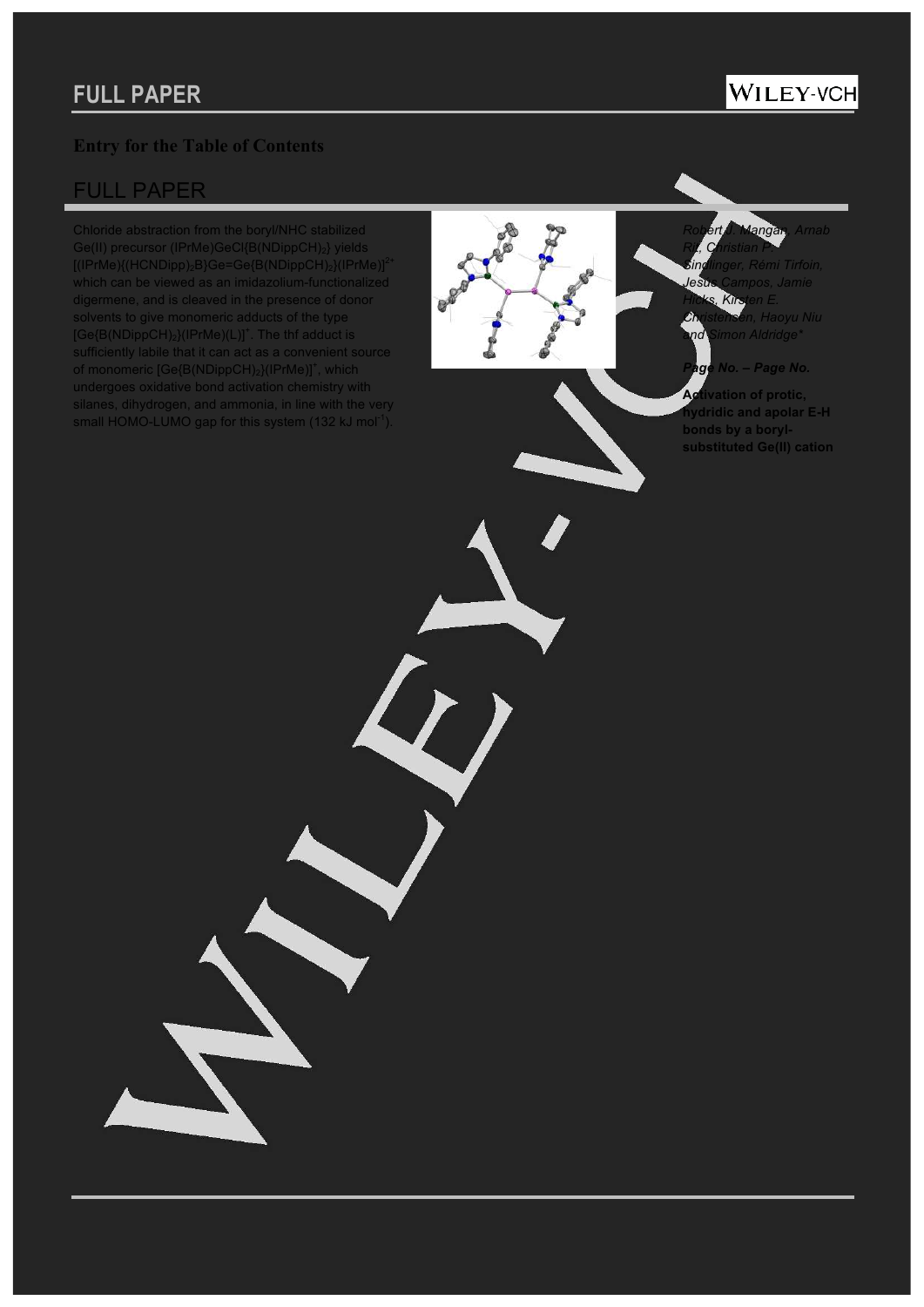## Entry for the Table of Contents

# FULL PAPER

Chloride abstraction from the boryl/NHC stabilized Ge(II) precursor (IPrMe)GeCl{B(NDippCH)$_2$} yields [(IPrMe){(HCNDipp)$_2$B}Ge=Ge{B(NDippCH)$_2$}(IPrMe)]$^{2+}$ which can be viewed as an imidazolium-functionalized digermene, and is cleaved in the presence of donor solvents to give monomeric adducts of the type [Ge{B(NDippCH)$_2$}(IPrMe)(L)]$^+$. The thf adduct is sufficiently labile that it can act as a convenient source of monomeric [Ge{B(NDippCH)$_2$}(IPrMe)]$^+$, which undergoes oxidative bond activation chemistry with silanes, dihydrogen, and ammonia, in line with the very small HOMO-LUMO gap for this system (132 kJ mol$^{-1}$).

*Robert J. Mangan, Arnab Rit, Christian P. Sindlinger, Rémi Tirfoin, Jesús Campos, Jamie Hicks, Kirsten E. Christensen, Haoyu Niu and Simon Aldridge\**

*Page No. – Page No.*

**Activation of protic, hydridic and apolar E-H bonds by a boryl-substituted Ge(II) cation**